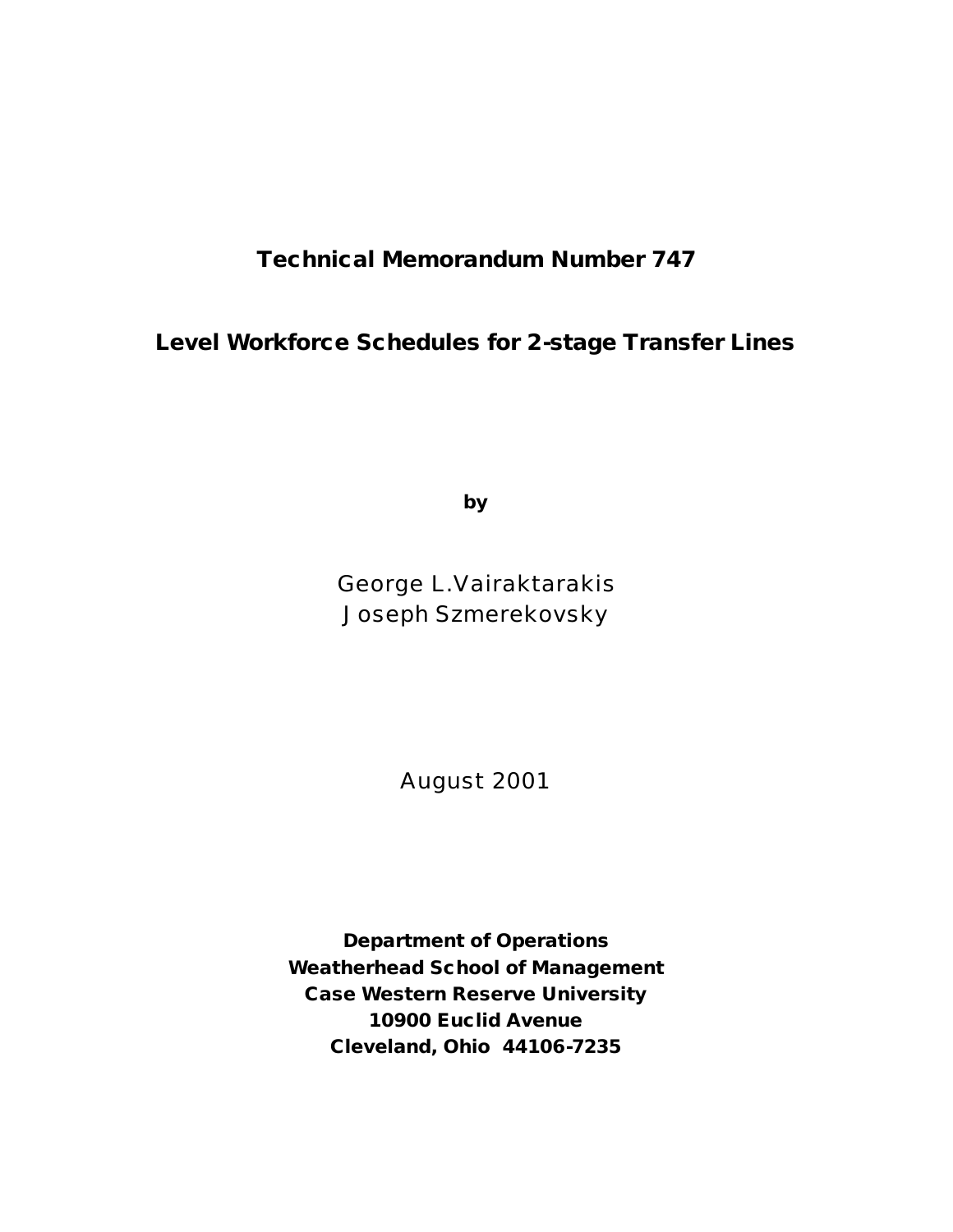**Technical Memorandum Number 747**

# Level Workforce Schedules for 2-stage Transfer Lines

**by**

George L.Vairaktarakis
Joseph Szmerekovsky

August 2001

**Department of Operations**
**Weatherhead School of Management**
**Case Western Reserve University**
**10900 Euclid Avenue**
**Cleveland, Ohio 44106-7235**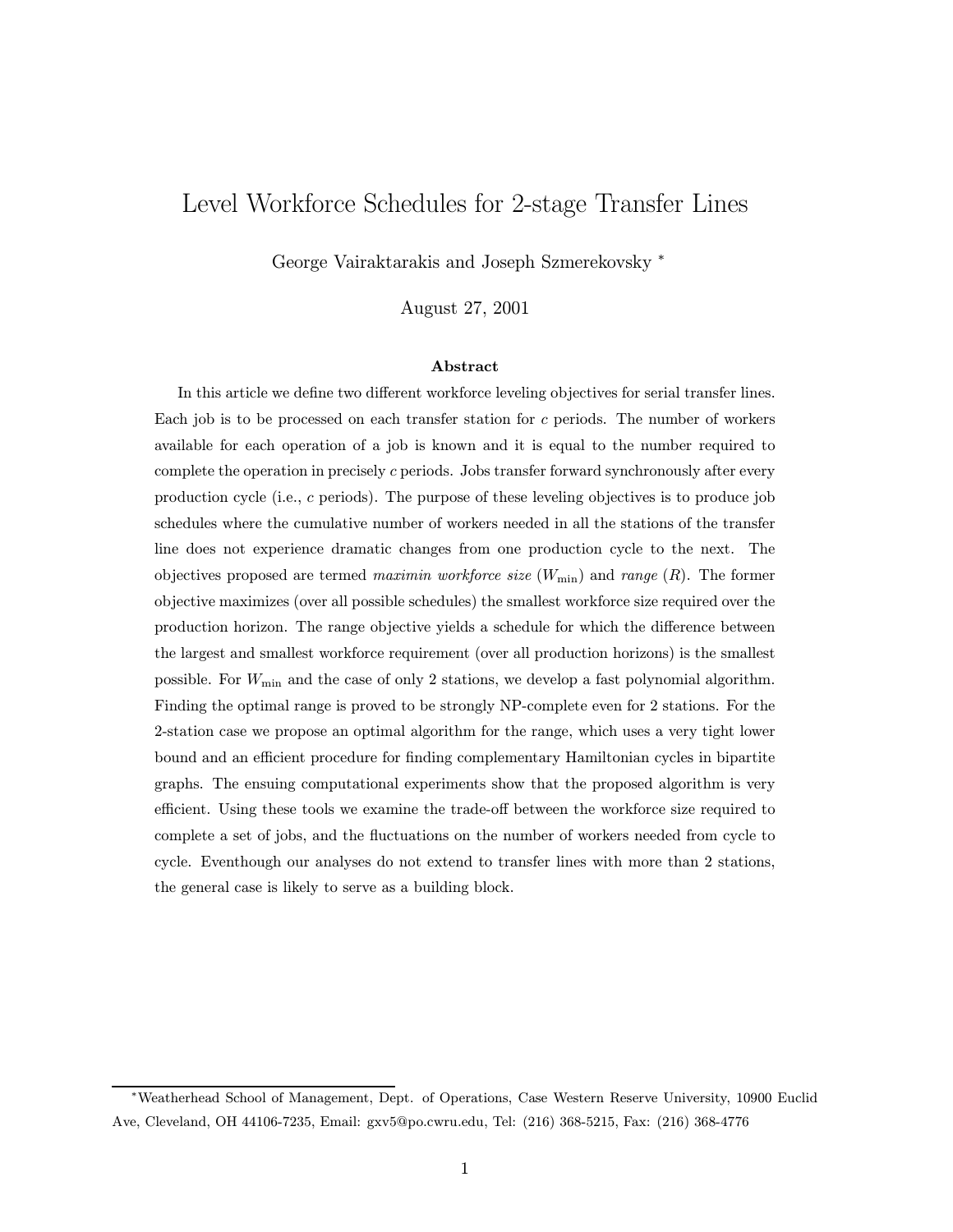// Level Workforce Schedules for 2-stage Transfer Lines

George Vairaktarakis and Joseph Szmerekovsky *

August 27, 2001

**Abstract**

In this article we define two different workforce leveling objectives for serial transfer lines. Each job is to be processed on each transfer station for $c$ periods. The number of workers available for each operation of a job is known and it is equal to the number required to complete the operation in precisely $c$ periods. Jobs transfer forward synchronously after every production cycle (i.e., $c$ periods). The purpose of these leveling objectives is to produce job schedules where the cumulative number of workers needed in all the stations of the transfer line does not experience dramatic changes from one production cycle to the next. The objectives proposed are termed *maximin workforce size* ($W_{\min}$) and *range* ($R$). The former objective maximizes (over all possible schedules) the smallest workforce size required over the production horizon. The range objective yields a schedule for which the difference between the largest and smallest workforce requirement (over all production horizons) is the smallest possible. For $W_{\min}$ and the case of only 2 stations, we develop a fast polynomial algorithm. Finding the optimal range is proved to be strongly NP-complete even for 2 stations. For the 2-station case we propose an optimal algorithm for the range, which uses a very tight lower bound and an efficient procedure for finding complementary Hamiltonian cycles in bipartite graphs. The ensuing computational experiments show that the proposed algorithm is very efficient. Using these tools we examine the trade-off between the workforce size required to complete a set of jobs, and the fluctuations on the number of workers needed from cycle to cycle. Eventhough our analyses do not extend to transfer lines with more than 2 stations, the general case is likely to serve as a building block.

---

*Weatherhead School of Management, Dept. of Operations, Case Western Reserve University, 10900 Euclid Ave, Cleveland, OH 44106-7235, Email: gxv5@po.cwru.edu, Tel: (216) 368-5215, Fax: (216) 368-4776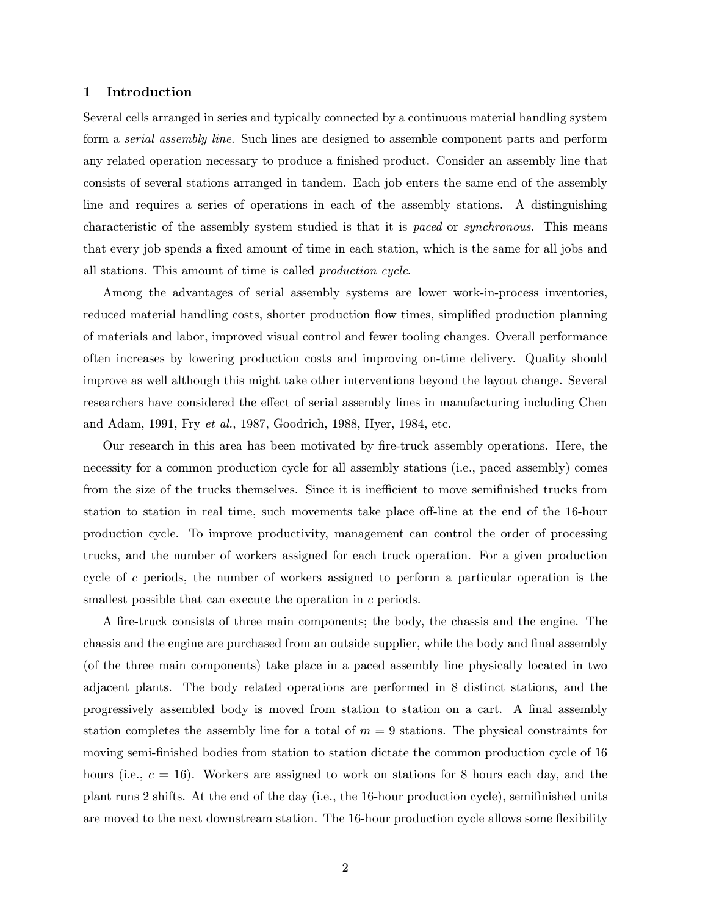## 1 Introduction

Several cells arranged in series and typically connected by a continuous material handling system form a *serial assembly line*. Such lines are designed to assemble component parts and perform any related operation necessary to produce a finished product. Consider an assembly line that consists of several stations arranged in tandem. Each job enters the same end of the assembly line and requires a series of operations in each of the assembly stations. A distinguishing characteristic of the assembly system studied is that it is *paced* or *synchronous*. This means that every job spends a fixed amount of time in each station, which is the same for all jobs and all stations. This amount of time is called *production cycle*.

Among the advantages of serial assembly systems are lower work-in-process inventories, reduced material handling costs, shorter production flow times, simplified production planning of materials and labor, improved visual control and fewer tooling changes. Overall performance often increases by lowering production costs and improving on-time delivery. Quality should improve as well although this might take other interventions beyond the layout change. Several researchers have considered the effect of serial assembly lines in manufacturing including Chen and Adam, 1991, Fry *et al.*, 1987, Goodrich, 1988, Hyer, 1984, etc.

Our research in this area has been motivated by fire-truck assembly operations. Here, the necessity for a common production cycle for all assembly stations (i.e., paced assembly) comes from the size of the trucks themselves. Since it is inefficient to move semifinished trucks from station to station in real time, such movements take place off-line at the end of the 16-hour production cycle. To improve productivity, management can control the order of processing trucks, and the number of workers assigned for each truck operation. For a given production cycle of $c$ periods, the number of workers assigned to perform a particular operation is the smallest possible that can execute the operation in $c$ periods.

A fire-truck consists of three main components; the body, the chassis and the engine. The chassis and the engine are purchased from an outside supplier, while the body and final assembly (of the three main components) take place in a paced assembly line physically located in two adjacent plants. The body related operations are performed in 8 distinct stations, and the progressively assembled body is moved from station to station on a cart. A final assembly station completes the assembly line for a total of $m = 9$ stations. The physical constraints for moving semi-finished bodies from station to station dictate the common production cycle of 16 hours (i.e., $c = 16$). Workers are assigned to work on stations for 8 hours each day, and the plant runs 2 shifts. At the end of the day (i.e., the 16-hour production cycle), semifinished units are moved to the next downstream station. The 16-hour production cycle allows some flexibility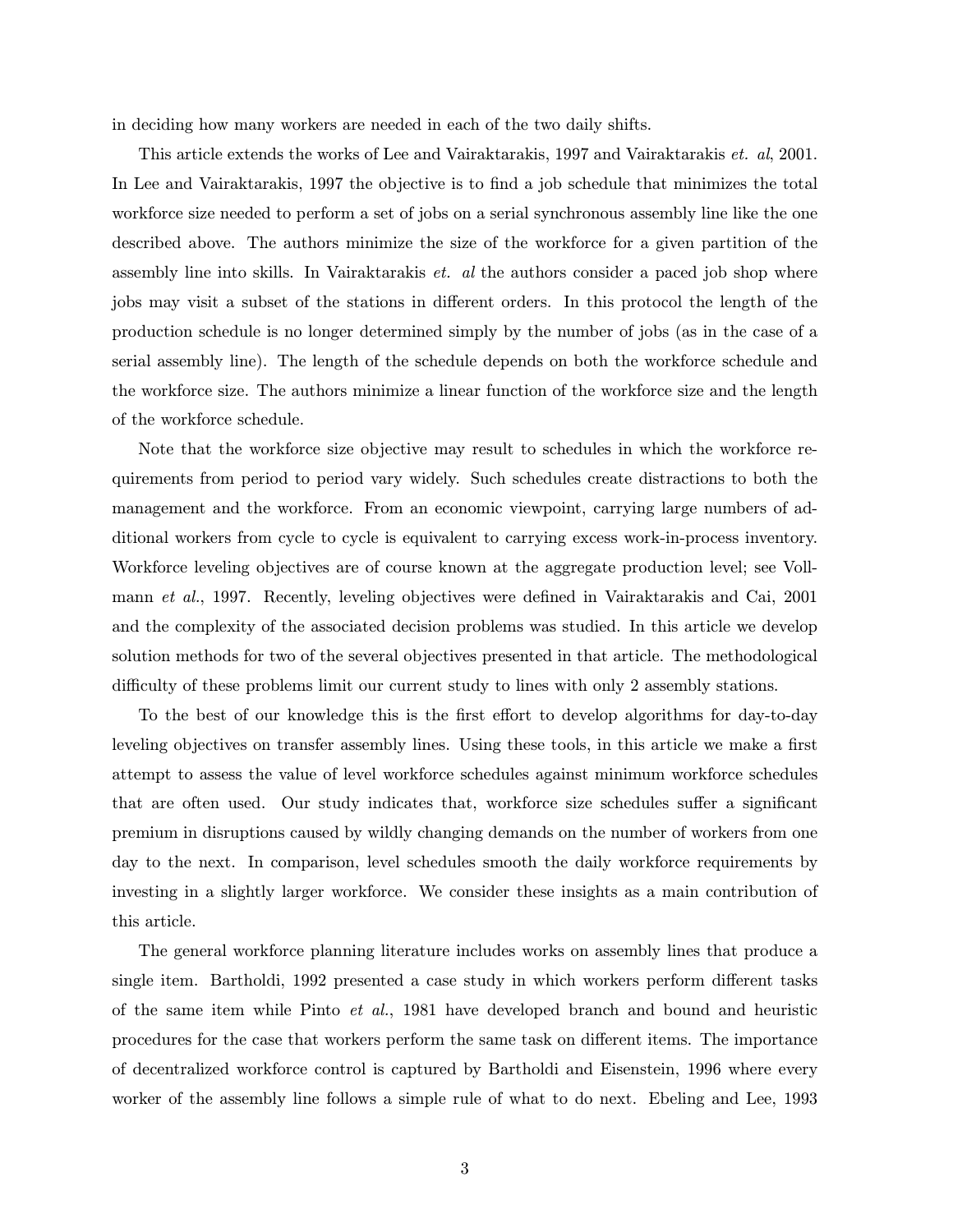in deciding how many workers are needed in each of the two daily shifts.

This article extends the works of Lee and Vairaktarakis, 1997 and Vairaktarakis *et. al*, 2001. In Lee and Vairaktarakis, 1997 the objective is to find a job schedule that minimizes the total workforce size needed to perform a set of jobs on a serial synchronous assembly line like the one described above. The authors minimize the size of the workforce for a given partition of the assembly line into skills. In Vairaktarakis *et. al* the authors consider a paced job shop where jobs may visit a subset of the stations in different orders. In this protocol the length of the production schedule is no longer determined simply by the number of jobs (as in the case of a serial assembly line). The length of the schedule depends on both the workforce schedule and the workforce size. The authors minimize a linear function of the workforce size and the length of the workforce schedule.

Note that the workforce size objective may result to schedules in which the workforce requirements from period to period vary widely. Such schedules create distractions to both the management and the workforce. From an economic viewpoint, carrying large numbers of additional workers from cycle to cycle is equivalent to carrying excess work-in-process inventory. Workforce leveling objectives are of course known at the aggregate production level; see Vollmann *et al.*, 1997. Recently, leveling objectives were defined in Vairaktarakis and Cai, 2001 and the complexity of the associated decision problems was studied. In this article we develop solution methods for two of the several objectives presented in that article. The methodological difficulty of these problems limit our current study to lines with only 2 assembly stations.

To the best of our knowledge this is the first effort to develop algorithms for day-to-day leveling objectives on transfer assembly lines. Using these tools, in this article we make a first attempt to assess the value of level workforce schedules against minimum workforce schedules that are often used. Our study indicates that, workforce size schedules suffer a significant premium in disruptions caused by wildly changing demands on the number of workers from one day to the next. In comparison, level schedules smooth the daily workforce requirements by investing in a slightly larger workforce. We consider these insights as a main contribution of this article.

The general workforce planning literature includes works on assembly lines that produce a single item. Bartholdi, 1992 presented a case study in which workers perform different tasks of the same item while Pinto *et al.*, 1981 have developed branch and bound and heuristic procedures for the case that workers perform the same task on different items. The importance of decentralized workforce control is captured by Bartholdi and Eisenstein, 1996 where every worker of the assembly line follows a simple rule of what to do next. Ebeling and Lee, 1993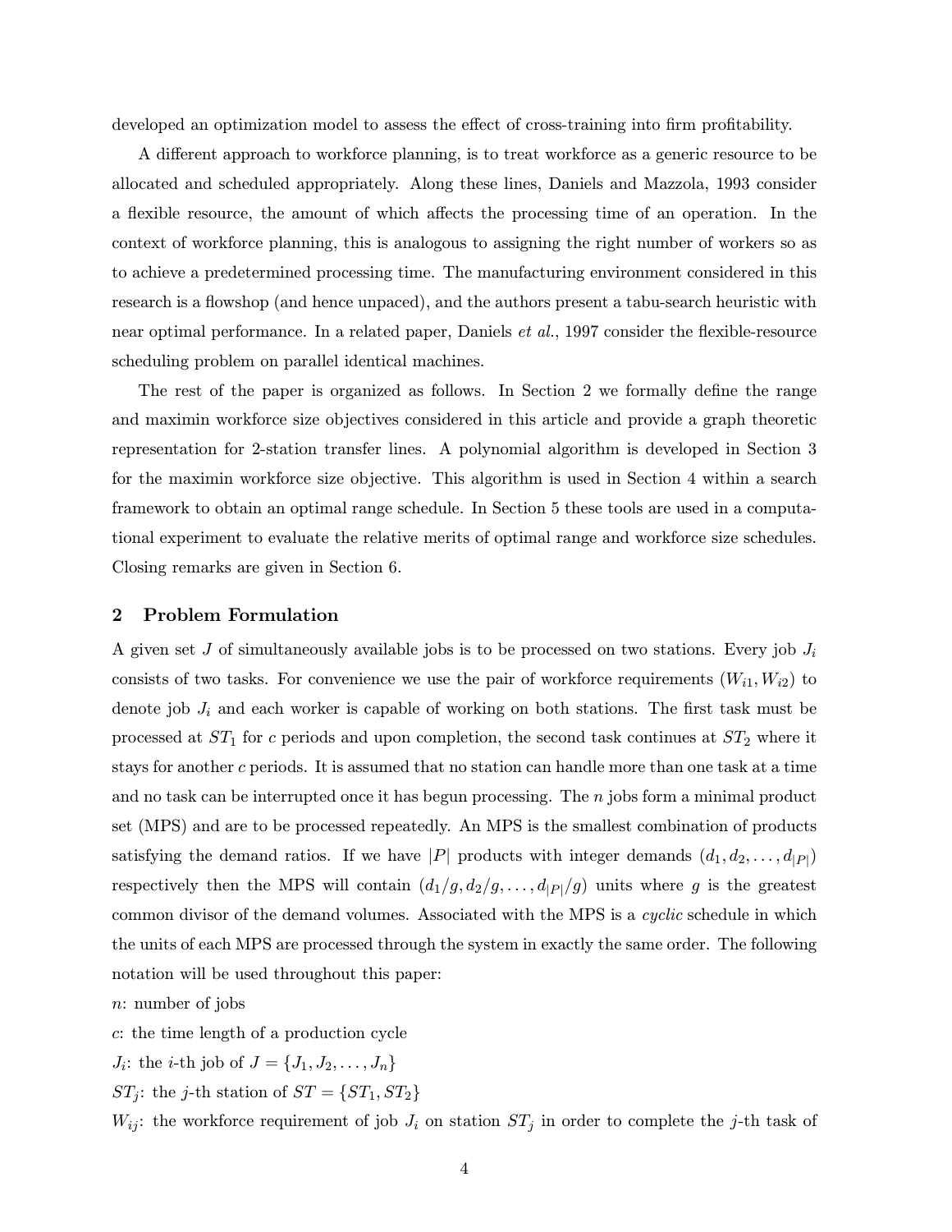developed an optimization model to assess the effect of cross-training into firm profitability.

A different approach to workforce planning, is to treat workforce as a generic resource to be allocated and scheduled appropriately. Along these lines, Daniels and Mazzola, 1993 consider a flexible resource, the amount of which affects the processing time of an operation. In the context of workforce planning, this is analogous to assigning the right number of workers so as to achieve a predetermined processing time. The manufacturing environment considered in this research is a flowshop (and hence unpaced), and the authors present a tabu-search heuristic with near optimal performance. In a related paper, Daniels *et al.*, 1997 consider the flexible-resource scheduling problem on parallel identical machines.

The rest of the paper is organized as follows. In Section 2 we formally define the range and maximin workforce size objectives considered in this article and provide a graph theoretic representation for 2-station transfer lines. A polynomial algorithm is developed in Section 3 for the maximin workforce size objective. This algorithm is used in Section 4 within a search framework to obtain an optimal range schedule. In Section 5 these tools are used in a computational experiment to evaluate the relative merits of optimal range and workforce size schedules. Closing remarks are given in Section 6.

## 2 Problem Formulation

A given set $J$ of simultaneously available jobs is to be processed on two stations. Every job $J_i$ consists of two tasks. For convenience we use the pair of workforce requirements $(W_{i1}, W_{i2})$ to denote job $J_i$ and each worker is capable of working on both stations. The first task must be processed at $ST_1$ for $c$ periods and upon completion, the second task continues at $ST_2$ where it stays for another $c$ periods. It is assumed that no station can handle more than one task at a time and no task can be interrupted once it has begun processing. The $n$ jobs form a minimal product set (MPS) and are to be processed repeatedly. An MPS is the smallest combination of products satisfying the demand ratios. If we have $|P|$ products with integer demands $(d_1, d_2, \ldots, d_{|P|})$ respectively then the MPS will contain $(d_1/g, d_2/g, \ldots, d_{|P|}/g)$ units where $g$ is the greatest common divisor of the demand volumes. Associated with the MPS is a *cyclic* schedule in which the units of each MPS are processed through the system in exactly the same order. The following notation will be used throughout this paper:

$n$: number of jobs

$c$: the time length of a production cycle

$J_i$: the $i$-th job of $J = \{J_1, J_2, \ldots, J_n\}$

$ST_j$: the $j$-th station of $ST = \{ST_1, ST_2\}$

$W_{ij}$: the workforce requirement of job $J_i$ on station $ST_j$ in order to complete the $j$-th task of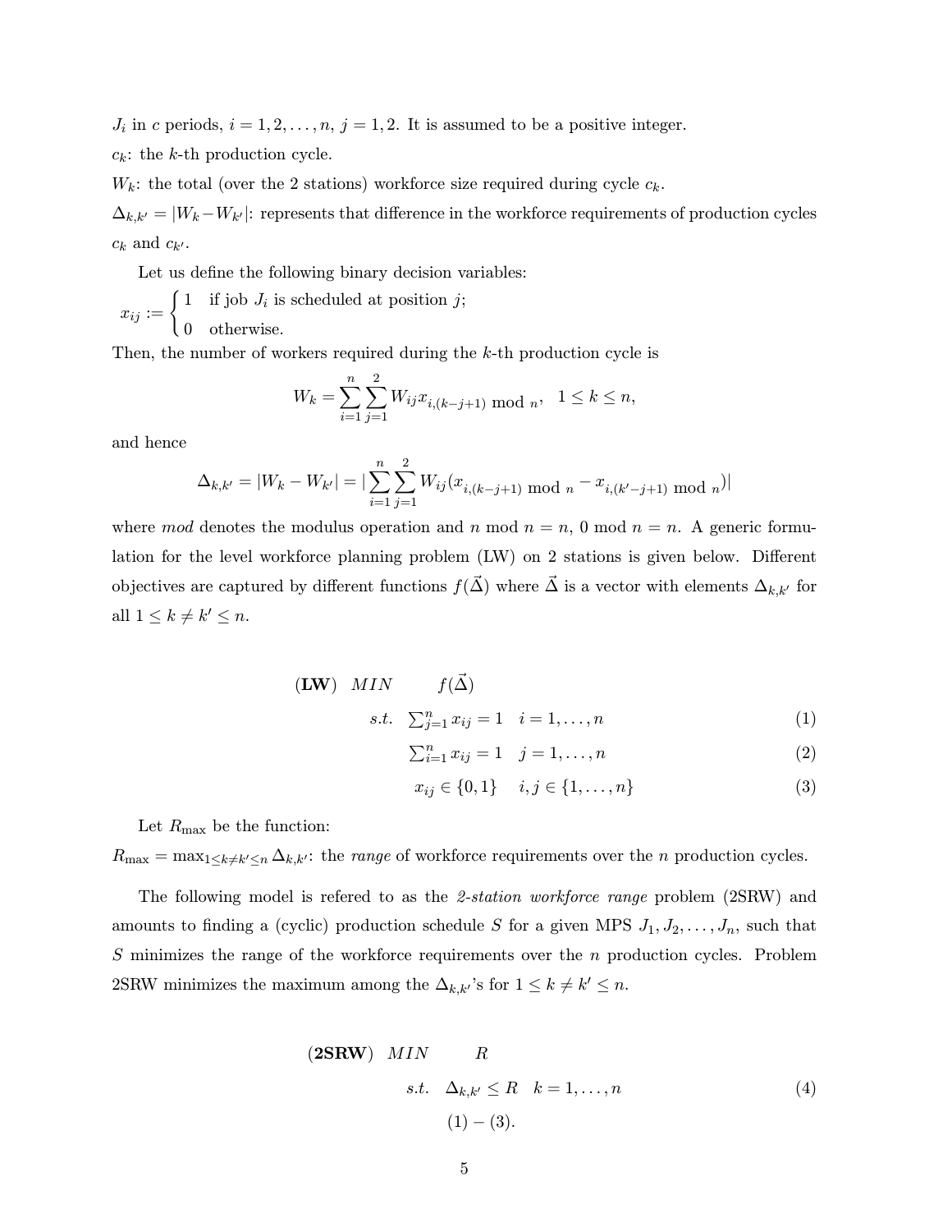$J_i$ in $c$ periods, $i = 1, 2, \ldots, n$, $j = 1, 2$. It is assumed to be a positive integer.

$c_k$: the $k$-th production cycle.

$W_k$: the total (over the 2 stations) workforce size required during cycle $c_k$.

$\Delta_{k,k'} = |W_k - W_{k'}|$: represents that difference in the workforce requirements of production cycles $c_k$ and $c_{k'}$.

Let us define the following binary decision variables:

$$x_{ij} := \begin{cases} 1 & \text{if job } J_i \text{ is scheduled at position } j; \\ 0 & \text{otherwise.} \end{cases}$$

Then, the number of workers required during the $k$-th production cycle is

$$W_k = \sum_{i=1}^{n} \sum_{j=1}^{2} W_{ij} x_{i,(k-j+1) \bmod n}, \quad 1 \leq k \leq n,$$

and hence

$$\Delta_{k,k'} = |W_k - W_{k'}| = |\sum_{i=1}^{n} \sum_{j=1}^{2} W_{ij} (x_{i,(k-j+1) \bmod n} - x_{i,(k'-j+1) \bmod n})|$$

where *mod* denotes the modulus operation and $n \bmod n = n$, $0 \bmod n = n$. A generic formulation for the level workforce planning problem (LW) on 2 stations is given below. Different objectives are captured by different functions $f(\vec{\Delta})$ where $\vec{\Delta}$ is a vector with elements $\Delta_{k,k'}$ for all $1 \leq k \neq k' \leq n$.

$$
\begin{aligned}
(\textbf{LW}) \quad MIN \quad & f(\vec{\Delta}) & \\
s.t. \quad & \textstyle\sum_{j=1}^{n} x_{ij} = 1 \quad i = 1, \ldots, n & (1) \\
& \textstyle\sum_{i=1}^{n} x_{ij} = 1 \quad j = 1, \ldots, n & (2) \\
& x_{ij} \in \{0, 1\} \quad i, j \in \{1, \ldots, n\} & (3)
\end{aligned}
$$

Let $R_{\max}$ be the function:

$R_{\max} = \max_{1 \leq k \neq k' \leq n} \Delta_{k,k'}$: the *range* of workforce requirements over the $n$ production cycles.

The following model is refered to as the *2-station workforce range* problem (2SRW) and amounts to finding a (cyclic) production schedule $S$ for a given MPS $J_1, J_2, \ldots, J_n$, such that $S$ minimizes the range of the workforce requirements over the $n$ production cycles. Problem 2SRW minimizes the maximum among the $\Delta_{k,k'}$'s for $1 \leq k \neq k' \leq n$.

$$
\begin{aligned}
(\textbf{2SRW}) \quad MIN \quad & R & \\
s.t. \quad & \Delta_{k,k'} \leq R \quad k = 1, \ldots, n & (4) \\
& (1) - (3). &
\end{aligned}
$$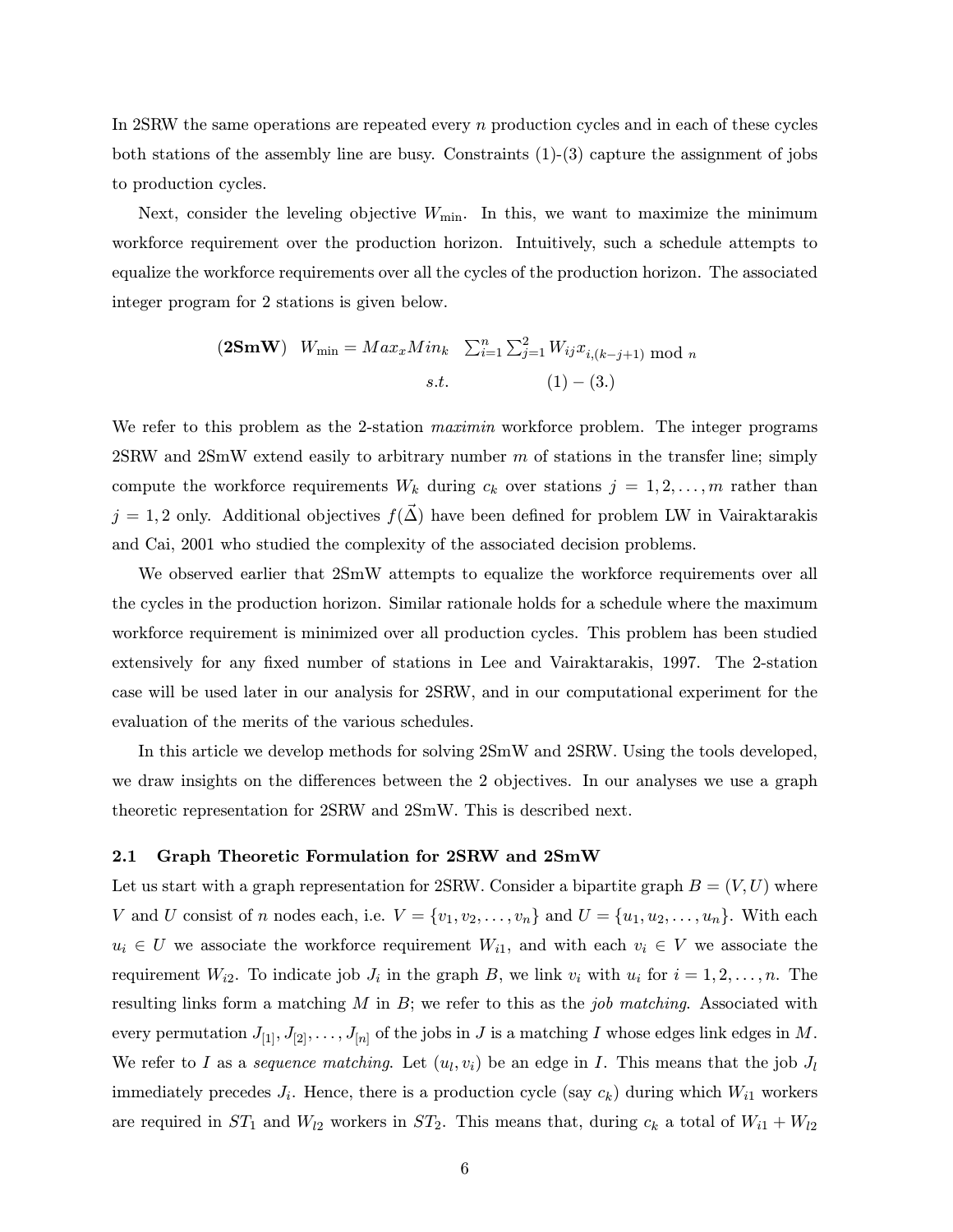In 2SRW the same operations are repeated every $n$ production cycles and in each of these cycles both stations of the assembly line are busy. Constraints (1)-(3) capture the assignment of jobs to production cycles.

Next, consider the leveling objective $W_{\min}$. In this, we want to maximize the minimum workforce requirement over the production horizon. Intuitively, such a schedule attempts to equalize the workforce requirements over all the cycles of the production horizon. The associated integer program for 2 stations is given below.

$$(\textbf{2SmW}) \quad W_{\min} = Max_x Min_k \quad \sum_{i=1}^{n} \sum_{j=1}^{2} W_{ij} x_{i,(k-j+1) \bmod n}$$
$$s.t. \qquad (1) - (3.)$$

We refer to this problem as the 2-station *maximin* workforce problem. The integer programs 2SRW and 2SmW extend easily to arbitrary number $m$ of stations in the transfer line; simply compute the workforce requirements $W_k$ during $c_k$ over stations $j = 1, 2, \ldots, m$ rather than $j = 1, 2$ only. Additional objectives $f(\vec{\Delta})$ have been defined for problem LW in Vairaktarakis and Cai, 2001 who studied the complexity of the associated decision problems.

We observed earlier that 2SmW attempts to equalize the workforce requirements over all the cycles in the production horizon. Similar rationale holds for a schedule where the maximum workforce requirement is minimized over all production cycles. This problem has been studied extensively for any fixed number of stations in Lee and Vairaktarakis, 1997. The 2-station case will be used later in our analysis for 2SRW, and in our computational experiment for the evaluation of the merits of the various schedules.

In this article we develop methods for solving 2SmW and 2SRW. Using the tools developed, we draw insights on the differences between the 2 objectives. In our analyses we use a graph theoretic representation for 2SRW and 2SmW. This is described next.

### 2.1 Graph Theoretic Formulation for 2SRW and 2SmW

Let us start with a graph representation for 2SRW. Consider a bipartite graph $B = (V, U)$ where $V$ and $U$ consist of $n$ nodes each, i.e. $V = \{v_1, v_2, \ldots, v_n\}$ and $U = \{u_1, u_2, \ldots, u_n\}$. With each $u_i \in U$ we associate the workforce requirement $W_{i1}$, and with each $v_i \in V$ we associate the requirement $W_{i2}$. To indicate job $J_i$ in the graph $B$, we link $v_i$ with $u_i$ for $i = 1, 2, \ldots, n$. The resulting links form a matching $M$ in $B$; we refer to this as the *job matching*. Associated with every permutation $J_{[1]}, J_{[2]}, \ldots, J_{[n]}$ of the jobs in $J$ is a matching $I$ whose edges link edges in $M$. We refer to $I$ as a *sequence matching*. Let $(u_l, v_i)$ be an edge in $I$. This means that the job $J_l$ immediately precedes $J_i$. Hence, there is a production cycle (say $c_k$) during which $W_{i1}$ workers are required in $ST_1$ and $W_{l2}$ workers in $ST_2$. This means that, during $c_k$ a total of $W_{i1} + W_{l2}$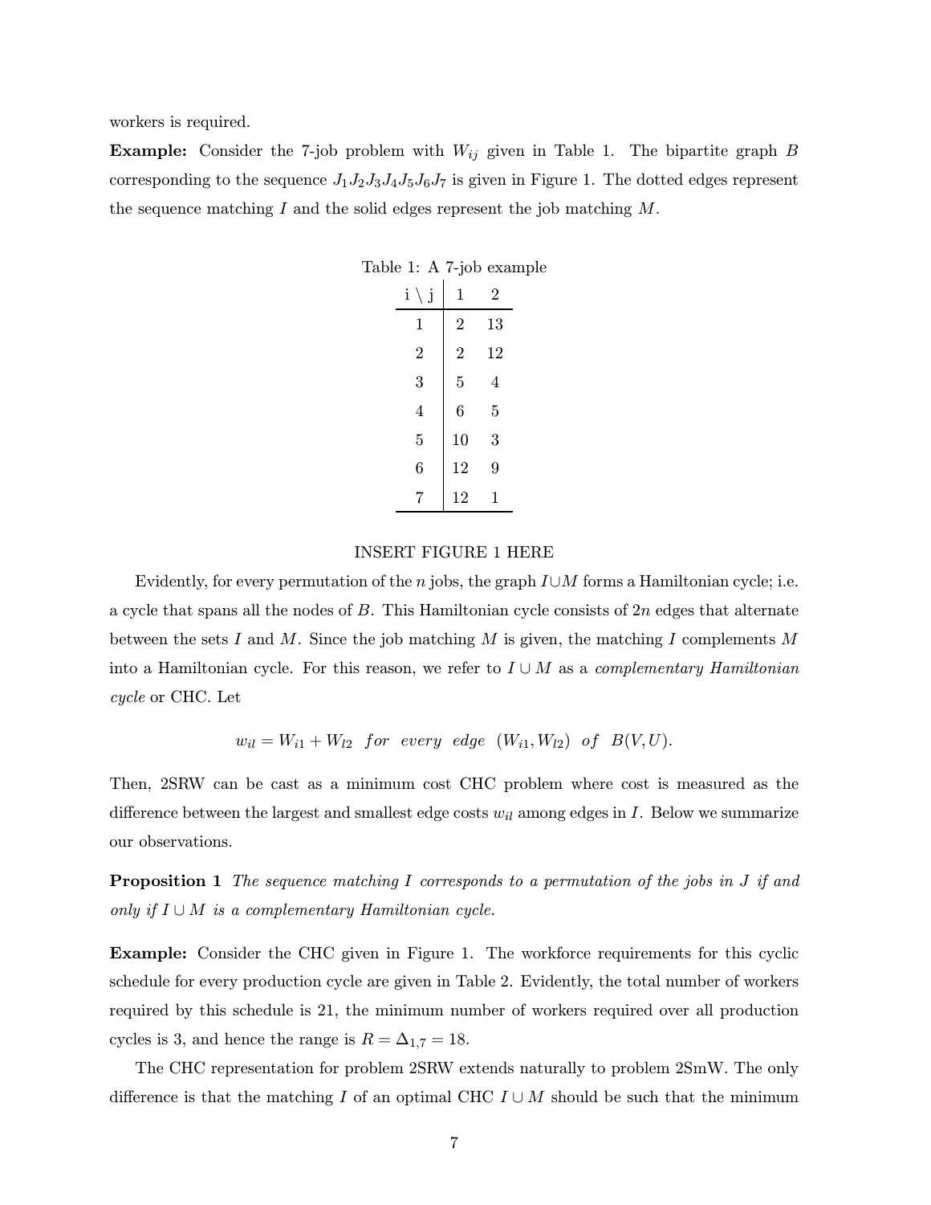workers is required.

**Example:** Consider the 7-job problem with $W_{ij}$ given in Table 1. The bipartite graph $B$ corresponding to the sequence $J_1 J_2 J_3 J_4 J_5 J_6 J_7$ is given in Figure 1. The dotted edges represent the sequence matching $I$ and the solid edges represent the job matching $M$.

Table 1: A 7-job example

| i \ j | 1 | 2 |
|---|---|---|
| 1 | 2 | 13 |
| 2 | 2 | 12 |
| 3 | 5 | 4 |
| 4 | 6 | 5 |
| 5 | 10 | 3 |
| 6 | 12 | 9 |
| 7 | 12 | 1 |

INSERT FIGURE 1 HERE

Evidently, for every permutation of the $n$ jobs, the graph $I \cup M$ forms a Hamiltonian cycle; i.e. a cycle that spans all the nodes of $B$. This Hamiltonian cycle consists of $2n$ edges that alternate between the sets $I$ and $M$. Since the job matching $M$ is given, the matching $I$ complements $M$ into a Hamiltonian cycle. For this reason, we refer to $I \cup M$ as a *complementary Hamiltonian cycle* or CHC. Let

$$w_{il} = W_{i1} + W_{l2} \quad for \;\; every \;\; edge \;\; (W_{i1}, W_{l2}) \;\; of \;\; B(V, U).$$

Then, 2SRW can be cast as a minimum cost CHC problem where cost is measured as the difference between the largest and smallest edge costs $w_{il}$ among edges in $I$. Below we summarize our observations.

**Proposition 1** *The sequence matching $I$ corresponds to a permutation of the jobs in $J$ if and only if $I \cup M$ is a complementary Hamiltonian cycle.*

**Example:** Consider the CHC given in Figure 1. The workforce requirements for this cyclic schedule for every production cycle are given in Table 2. Evidently, the total number of workers required by this schedule is 21, the minimum number of workers required over all production cycles is 3, and hence the range is $R = \Delta_{1,7} = 18$.

The CHC representation for problem 2SRW extends naturally to problem 2SmW. The only difference is that the matching $I$ of an optimal CHC $I \cup M$ should be such that the minimum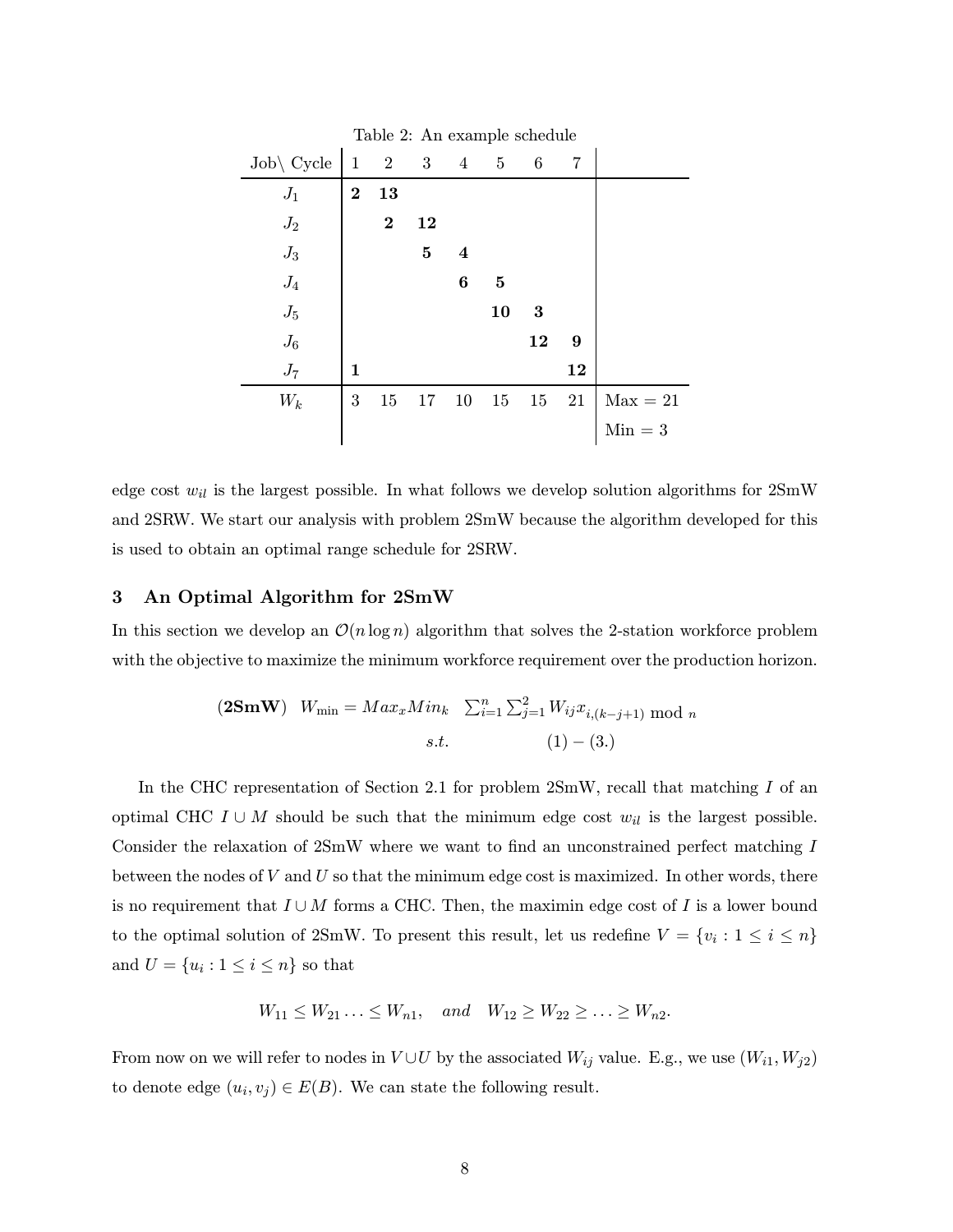Table 2: An example schedule

| Job\ Cycle | 1 | 2 | 3 | 4 | 5 | 6 | 7 | |
|---|---|---|---|---|---|---|---|---|
| $J_1$ | **2** | **13** | | | | | | |
| $J_2$ | | **2** | **12** | | | | | |
| $J_3$ | | | **5** | **4** | | | | |
| $J_4$ | | | | **6** | **5** | | | |
| $J_5$ | | | | | **10** | **3** | | |
| $J_6$ | | | | | | **12** | **9** | |
| $J_7$ | **1** | | | | | | **12** | |
| $W_k$ | 3 | 15 | 17 | 10 | 15 | 15 | 21 | Max = 21 |
| | | | | | | | | Min = 3 |

edge cost $w_{il}$ is the largest possible. In what follows we develop solution algorithms for 2SmW and 2SRW. We start our analysis with problem 2SmW because the algorithm developed for this is used to obtain an optimal range schedule for 2SRW.

## 3 An Optimal Algorithm for 2SmW

In this section we develop an $\mathcal{O}(n \log n)$ algorithm that solves the 2-station workforce problem with the objective to maximize the minimum workforce requirement over the production horizon.

$$(\mathbf{2SmW}) \quad W_{\min} = Max_x Min_k \quad \sum_{i=1}^{n} \sum_{j=1}^{2} W_{ij} x_{i,(k-j+1) \bmod n}$$
$$s.t. \qquad (1) - (3.)$$

In the CHC representation of Section 2.1 for problem 2SmW, recall that matching $I$ of an optimal CHC $I \cup M$ should be such that the minimum edge cost $w_{il}$ is the largest possible. Consider the relaxation of 2SmW where we want to find an unconstrained perfect matching $I$ between the nodes of $V$ and $U$ so that the minimum edge cost is maximized. In other words, there is no requirement that $I \cup M$ forms a CHC. Then, the maximin edge cost of $I$ is a lower bound to the optimal solution of 2SmW. To present this result, let us redefine $V = \{v_i : 1 \leq i \leq n\}$ and $U = \{u_i : 1 \leq i \leq n\}$ so that

$$W_{11} \leq W_{21} \ldots \leq W_{n1}, \quad and \quad W_{12} \geq W_{22} \geq \ldots \geq W_{n2}.$$

From now on we will refer to nodes in $V \cup U$ by the associated $W_{ij}$ value. E.g., we use $(W_{i1}, W_{j2})$ to denote edge $(u_i, v_j) \in E(B)$. We can state the following result.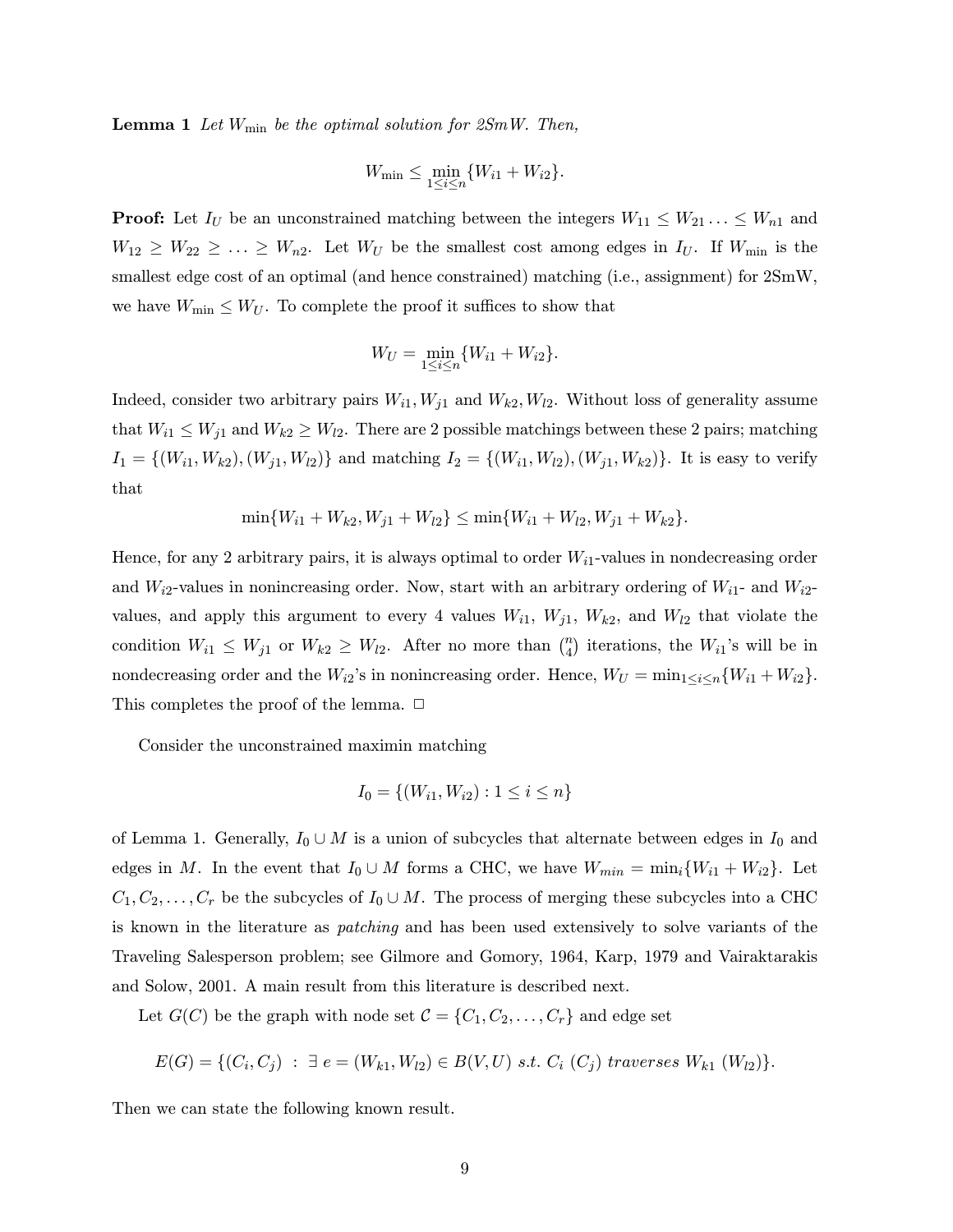**Lemma 1** *Let $W_{\min}$ be the optimal solution for 2SmW. Then,*

$$W_{\min} \leq \min_{1 \leq i \leq n} \{W_{i1} + W_{i2}\}.$$

**Proof:** Let $I_U$ be an unconstrained matching between the integers $W_{11} \leq W_{21} \ldots \leq W_{n1}$ and $W_{12} \geq W_{22} \geq \ldots \geq W_{n2}$. Let $W_U$ be the smallest cost among edges in $I_U$. If $W_{\min}$ is the smallest edge cost of an optimal (and hence constrained) matching (i.e., assignment) for 2SmW, we have $W_{\min} \leq W_U$. To complete the proof it suffices to show that

$$W_U = \min_{1 \leq i \leq n} \{W_{i1} + W_{i2}\}.$$

Indeed, consider two arbitrary pairs $W_{i1}, W_{j1}$ and $W_{k2}, W_{l2}$. Without loss of generality assume that $W_{i1} \leq W_{j1}$ and $W_{k2} \geq W_{l2}$. There are 2 possible matchings between these 2 pairs; matching $I_1 = \{(W_{i1}, W_{k2}), (W_{j1}, W_{l2})\}$ and matching $I_2 = \{(W_{i1}, W_{l2}), (W_{j1}, W_{k2})\}$. It is easy to verify that

$$\min\{W_{i1} + W_{k2}, W_{j1} + W_{l2}\} \leq \min\{W_{i1} + W_{l2}, W_{j1} + W_{k2}\}.$$

Hence, for any 2 arbitrary pairs, it is always optimal to order $W_{i1}$-values in nondecreasing order and $W_{i2}$-values in nonincreasing order. Now, start with an arbitrary ordering of $W_{i1}$- and $W_{i2}$-values, and apply this argument to every 4 values $W_{i1}$, $W_{j1}$, $W_{k2}$, and $W_{l2}$ that violate the condition $W_{i1} \leq W_{j1}$ or $W_{k2} \geq W_{l2}$. After no more than $\binom{n}{4}$ iterations, the $W_{i1}$'s will be in nondecreasing order and the $W_{i2}$'s in nonincreasing order. Hence, $W_U = \min_{1 \leq i \leq n}\{W_{i1} + W_{i2}\}$. This completes the proof of the lemma. □

Consider the unconstrained maximin matching

$$I_0 = \{(W_{i1}, W_{i2}) : 1 \leq i \leq n\}$$

of Lemma 1. Generally, $I_0 \cup M$ is a union of subcycles that alternate between edges in $I_0$ and edges in $M$. In the event that $I_0 \cup M$ forms a CHC, we have $W_{min} = \min_i\{W_{i1} + W_{i2}\}$. Let $C_1, C_2, \ldots, C_r$ be the subcycles of $I_0 \cup M$. The process of merging these subcycles into a CHC is known in the literature as *patching* and has been used extensively to solve variants of the Traveling Salesperson problem; see Gilmore and Gomory, 1964, Karp, 1979 and Vairaktarakis and Solow, 2001. A main result from this literature is described next.

Let $G(C)$ be the graph with node set $\mathcal{C} = \{C_1, C_2, \ldots, C_r\}$ and edge set

$$E(G) = \{(C_i, C_j) \ : \ \exists \ e = (W_{k1}, W_{l2}) \in B(V, U) \ s.t. \ C_i \ (C_j) \ traverses \ W_{k1} \ (W_{l2})\}.$$

Then we can state the following known result.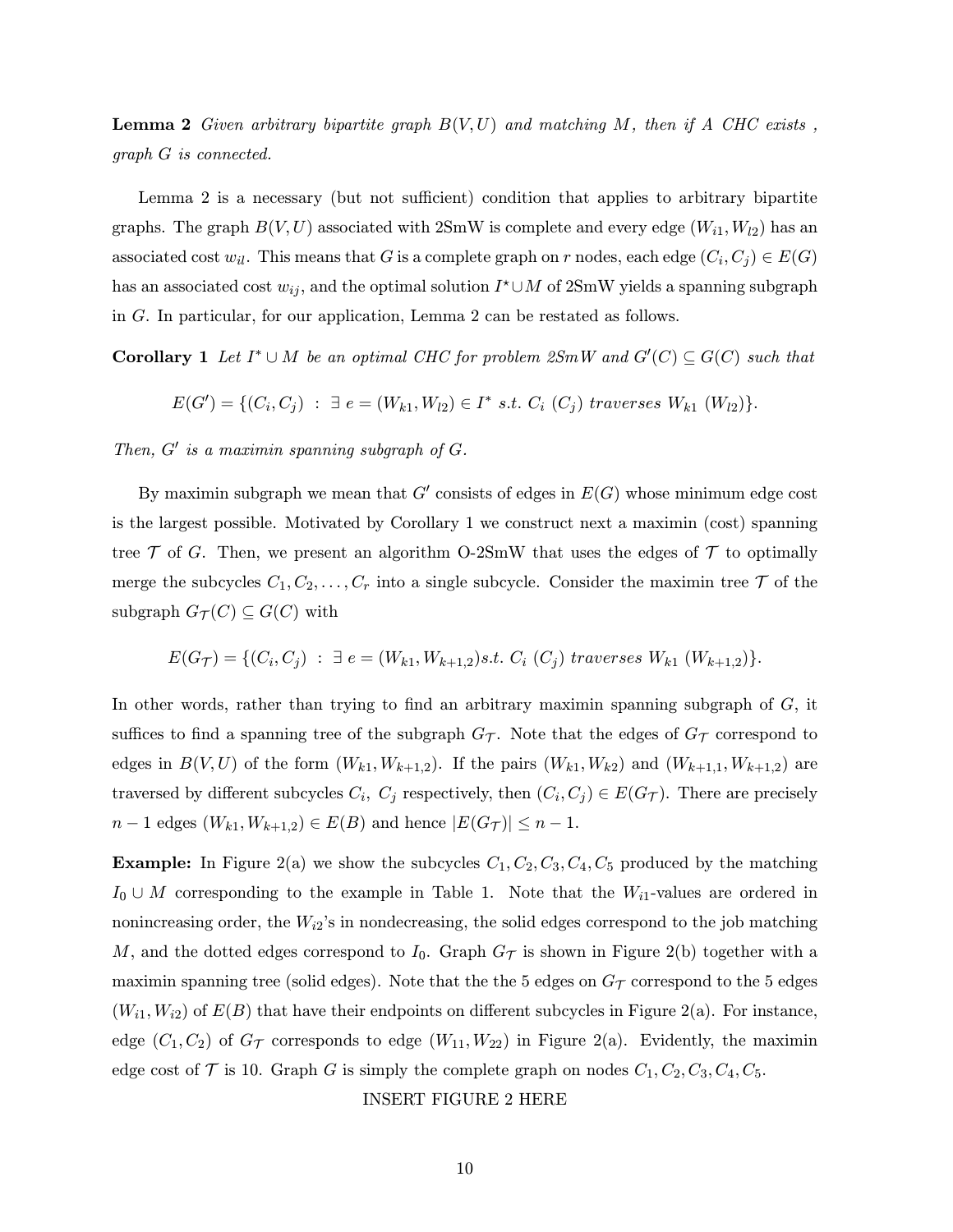**Lemma 2** *Given arbitrary bipartite graph $B(V, U)$ and matching $M$, then if A CHC exists , graph $G$ is connected.*

Lemma 2 is a necessary (but not sufficient) condition that applies to arbitrary bipartite graphs. The graph $B(V, U)$ associated with 2SmW is complete and every edge $(W_{i1}, W_{l2})$ has an associated cost $w_{il}$. This means that $G$ is a complete graph on $r$ nodes, each edge $(C_i, C_j) \in E(G)$ has an associated cost $w_{ij}$, and the optimal solution $I^{\star} \cup M$ of 2SmW yields a spanning subgraph in $G$. In particular, for our application, Lemma 2 can be restated as follows.

**Corollary 1** *Let $I^{*} \cup M$ be an optimal CHC for problem 2SmW and $G'(C) \subseteq G(C)$ such that*

$$E(G') = \{(C_i, C_j) \ : \ \exists \ e = (W_{k1}, W_{l2}) \in I^{*} \ s.t. \ C_i \ (C_j) \ traverses \ W_{k1} \ (W_{l2})\}.$$

*Then, $G'$ is a maximin spanning subgraph of $G$.*

By maximin subgraph we mean that $G'$ consists of edges in $E(G)$ whose minimum edge cost is the largest possible. Motivated by Corollary 1 we construct next a maximin (cost) spanning tree $\mathcal{T}$ of $G$. Then, we present an algorithm O-2SmW that uses the edges of $\mathcal{T}$ to optimally merge the subcycles $C_1, C_2, \ldots, C_r$ into a single subcycle. Consider the maximin tree $\mathcal{T}$ of the subgraph $G_{\mathcal{T}}(C) \subseteq G(C)$ with

$$E(G_{\mathcal{T}}) = \{(C_i, C_j) \ : \ \exists \ e = (W_{k1}, W_{k+1,2}) s.t. \ C_i \ (C_j) \ traverses \ W_{k1} \ (W_{k+1,2})\}.$$

In other words, rather than trying to find an arbitrary maximin spanning subgraph of $G$, it suffices to find a spanning tree of the subgraph $G_{\mathcal{T}}$. Note that the edges of $G_{\mathcal{T}}$ correspond to edges in $B(V, U)$ of the form $(W_{k1}, W_{k+1,2})$. If the pairs $(W_{k1}, W_{k2})$ and $(W_{k+1,1}, W_{k+1,2})$ are traversed by different subcycles $C_i$, $C_j$ respectively, then $(C_i, C_j) \in E(G_{\mathcal{T}})$. There are precisely $n-1$ edges $(W_{k1}, W_{k+1,2}) \in E(B)$ and hence $|E(G_{\mathcal{T}})| \leq n-1$.

**Example:** In Figure 2(a) we show the subcycles $C_1, C_2, C_3, C_4, C_5$ produced by the matching $I_0 \cup M$ corresponding to the example in Table 1. Note that the $W_{i1}$-values are ordered in nonincreasing order, the $W_{i2}$'s in nondecreasing, the solid edges correspond to the job matching $M$, and the dotted edges correspond to $I_0$. Graph $G_{\mathcal{T}}$ is shown in Figure 2(b) together with a maximin spanning tree (solid edges). Note that the the 5 edges on $G_{\mathcal{T}}$ correspond to the 5 edges $(W_{i1}, W_{i2})$ of $E(B)$ that have their endpoints on different subcycles in Figure 2(a). For instance, edge $(C_1, C_2)$ of $G_{\mathcal{T}}$ corresponds to edge $(W_{11}, W_{22})$ in Figure 2(a). Evidently, the maximin edge cost of $\mathcal{T}$ is 10. Graph $G$ is simply the complete graph on nodes $C_1, C_2, C_3, C_4, C_5$.

INSERT FIGURE 2 HERE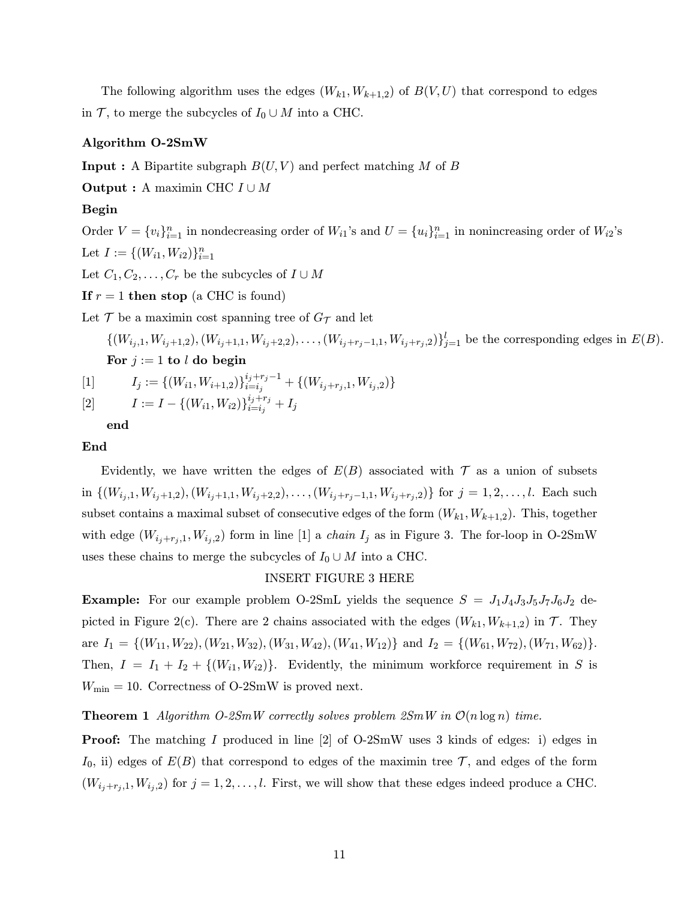The following algorithm uses the edges $(W_{k1}, W_{k+1,2})$ of $B(V,U)$ that correspond to edges in $\mathcal{T}$, to merge the subcycles of $I_0 \cup M$ into a CHC.

**Algorithm O-2SmW**

**Input :** A Bipartite subgraph $B(U,V)$ and perfect matching $M$ of $B$

**Output :** A maximin CHC $I \cup M$

**Begin**

Order $V = \{v_i\}_{i=1}^n$ in nondecreasing order of $W_{i1}$'s and $U = \{u_i\}_{i=1}^n$ in nonincreasing order of $W_{i2}$'s

Let $I := \{(W_{i1}, W_{i2})\}_{i=1}^n$

Let $C_1, C_2, \ldots, C_r$ be the subcycles of $I \cup M$

**If** $r = 1$ **then stop** (a CHC is found)

Let $\mathcal{T}$ be a maximin cost spanning tree of $G_{\mathcal{T}}$ and let

$\{(W_{i_j,1}, W_{i_j+1,2}), (W_{i_j+1,1}, W_{i_j+2,2}), \ldots, (W_{i_j+r_j-1,1}, W_{i_j+r_j,2})\}_{j=1}^l$ be the corresponding edges in $E(B)$.

**For** $j := 1$ **to** $l$ **do begin**

[1] $I_j := \{(W_{i1}, W_{i+1,2})\}_{i=i_j}^{i_j+r_j-1} + \{(W_{i_j+r_j,1}, W_{i_j,2})\}$

[2] $I := I - \{(W_{i1}, W_{i2})\}_{i=i_j}^{i_j+r_j} + I_j$

**end**

**End**

Evidently, we have written the edges of $E(B)$ associated with $\mathcal{T}$ as a union of subsets in $\{(W_{i_j,1}, W_{i_j+1,2}), (W_{i_j+1,1}, W_{i_j+2,2}), \ldots, (W_{i_j+r_j-1,1}, W_{i_j+r_j,2})\}$ for $j = 1, 2, \ldots, l$. Each such subset contains a maximal subset of consecutive edges of the form $(W_{k1}, W_{k+1,2})$. This, together with edge $(W_{i_j+r_j,1}, W_{i_j,2})$ form in line [1] a *chain* $I_j$ as in Figure 3. The for-loop in O-2SmW uses these chains to merge the subcycles of $I_0 \cup M$ into a CHC.

INSERT FIGURE 3 HERE

**Example:** For our example problem O-2SmL yields the sequence $S = J_1J_4J_3J_5J_7J_6J_2$ depicted in Figure 2(c). There are 2 chains associated with the edges $(W_{k1}, W_{k+1,2})$ in $\mathcal{T}$. They are $I_1 = \{(W_{11}, W_{22}), (W_{21}, W_{32}), (W_{31}, W_{42}), (W_{41}, W_{12})\}$ and $I_2 = \{(W_{61}, W_{72}), (W_{71}, W_{62})\}$. Then, $I = I_1 + I_2 + \{(W_{i1}, W_{i2})\}$. Evidently, the minimum workforce requirement in $S$ is $W_{\min} = 10$. Correctness of O-2SmW is proved next.

**Theorem 1** *Algorithm O-2SmW correctly solves problem 2SmW in $\mathcal{O}(n \log n)$ time.*

**Proof:** The matching $I$ produced in line [2] of O-2SmW uses 3 kinds of edges: i) edges in $I_0$, ii) edges of $E(B)$ that correspond to edges of the maximin tree $\mathcal{T}$, and edges of the form $(W_{i_j+r_j,1}, W_{i_j,2})$ for $j = 1, 2, \ldots, l$. First, we will show that these edges indeed produce a CHC.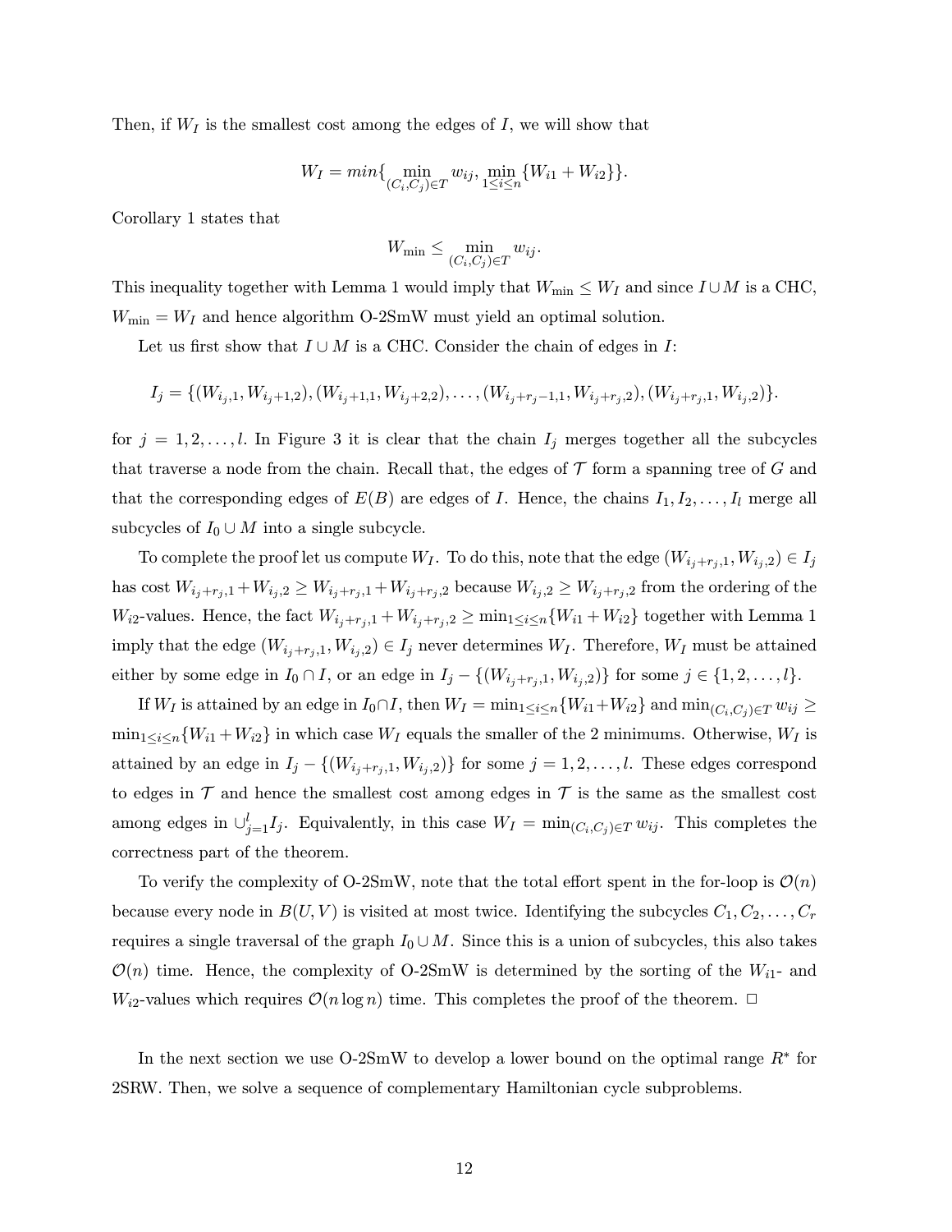Then, if $W_I$ is the smallest cost among the edges of $I$, we will show that

$$W_I = min\{\min_{(C_i,C_j)\in T} w_{ij}, \min_{1\le i\le n}\{W_{i1} + W_{i2}\}\}.$$

Corollary 1 states that

$$W_{\min} \le \min_{(C_i,C_j)\in T} w_{ij}.$$

This inequality together with Lemma 1 would imply that $W_{\min} \le W_I$ and since $I \cup M$ is a CHC, $W_{\min} = W_I$ and hence algorithm O-2SmW must yield an optimal solution.

Let us first show that $I \cup M$ is a CHC. Consider the chain of edges in $I$:

$$I_j = \{(W_{i_j,1}, W_{i_j+1,2}), (W_{i_j+1,1}, W_{i_j+2,2}), \ldots, (W_{i_j+r_j-1,1}, W_{i_j+r_j,2}), (W_{i_j+r_j,1}, W_{i_j,2})\}.$$

for $j = 1, 2, \ldots, l$. In Figure 3 it is clear that the chain $I_j$ merges together all the subcycles that traverse a node from the chain. Recall that, the edges of $\mathcal{T}$ form a spanning tree of $G$ and that the corresponding edges of $E(B)$ are edges of $I$. Hence, the chains $I_1, I_2, \ldots, I_l$ merge all subcycles of $I_0 \cup M$ into a single subcycle.

To complete the proof let us compute $W_I$. To do this, note that the edge $(W_{i_j+r_j,1}, W_{i_j,2}) \in I_j$ has cost $W_{i_j+r_j,1} + W_{i_j,2} \ge W_{i_j+r_j,1} + W_{i_j+r_j,2}$ because $W_{i_j,2} \ge W_{i_j+r_j,2}$ from the ordering of the $W_{i2}$-values. Hence, the fact $W_{i_j+r_j,1} + W_{i_j+r_j,2} \ge \min_{1\le i\le n}\{W_{i1} + W_{i2}\}$ together with Lemma 1 imply that the edge $(W_{i_j+r_j,1}, W_{i_j,2}) \in I_j$ never determines $W_I$. Therefore, $W_I$ must be attained either by some edge in $I_0 \cap I$, or an edge in $I_j - \{(W_{i_j+r_j,1}, W_{i_j,2})\}$ for some $j \in \{1, 2, \ldots, l\}$.

If $W_I$ is attained by an edge in $I_0 \cap I$, then $W_I = \min_{1\le i\le n}\{W_{i1} + W_{i2}\}$ and $\min_{(C_i,C_j)\in T} w_{ij} \ge \min_{1\le i\le n}\{W_{i1} + W_{i2}\}$ in which case $W_I$ equals the smaller of the 2 minimums. Otherwise, $W_I$ is attained by an edge in $I_j - \{(W_{i_j+r_j,1}, W_{i_j,2})\}$ for some $j = 1, 2, \ldots, l$. These edges correspond to edges in $\mathcal{T}$ and hence the smallest cost among edges in $\mathcal{T}$ is the same as the smallest cost among edges in $\cup_{j=1}^{l} I_j$. Equivalently, in this case $W_I = \min_{(C_i,C_j)\in T} w_{ij}$. This completes the correctness part of the theorem.

To verify the complexity of O-2SmW, note that the total effort spent in the for-loop is $\mathcal{O}(n)$ because every node in $B(U, V)$ is visited at most twice. Identifying the subcycles $C_1, C_2, \ldots, C_r$ requires a single traversal of the graph $I_0 \cup M$. Since this is a union of subcycles, this also takes $\mathcal{O}(n)$ time. Hence, the complexity of O-2SmW is determined by the sorting of the $W_{i1}$- and $W_{i2}$-values which requires $\mathcal{O}(n \log n)$ time. This completes the proof of the theorem. $\square$

In the next section we use O-2SmW to develop a lower bound on the optimal range $R^*$ for 2SRW. Then, we solve a sequence of complementary Hamiltonian cycle subproblems.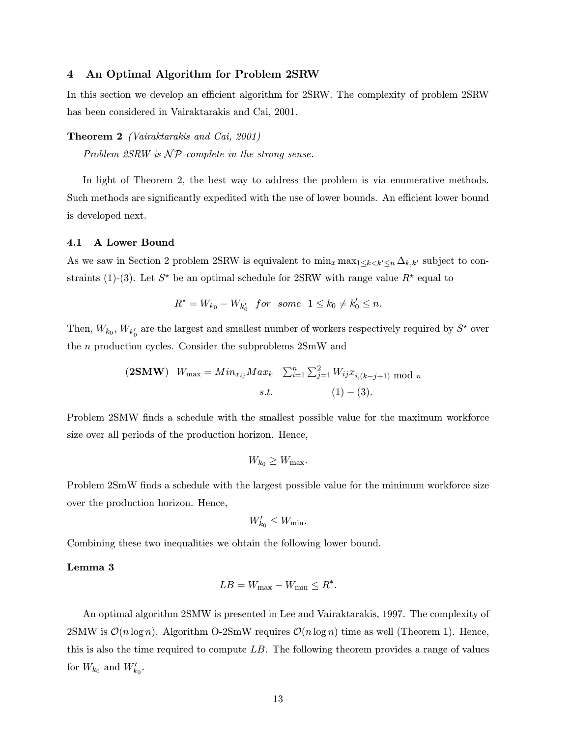## 4 An Optimal Algorithm for Problem 2SRW

In this section we develop an efficient algorithm for 2SRW. The complexity of problem 2SRW has been considered in Vairaktarakis and Cai, 2001.

**Theorem 2** *(Vairaktarakis and Cai, 2001)*

*Problem 2SRW is $\mathcal{NP}$-complete in the strong sense.*

In light of Theorem 2, the best way to address the problem is via enumerative methods. Such methods are significantly expedited with the use of lower bounds. An efficient lower bound is developed next.

### 4.1 A Lower Bound

As we saw in Section 2 problem 2SRW is equivalent to $\min_x \max_{1 \leq k < k' \leq n} \Delta_{k,k'}$ subject to constraints (1)-(3). Let $S^\star$ be an optimal schedule for 2SRW with range value $R^\star$ equal to

$$R^\star = W_{k_0} - W_{k_0'} \quad for \quad some \quad 1 \leq k_0 \neq k_0' \leq n.$$

Then, $W_{k_0}, W_{k_0'}$ are the largest and smallest number of workers respectively required by $S^\star$ over the $n$ production cycles. Consider the subproblems 2SmW and

$$(\mathbf{2SMW}) \quad W_{\max} = Min_{x_{ij}} Max_k \quad \sum_{i=1}^{n} \sum_{j=1}^{2} W_{ij} x_{i,(k-j+1) \bmod n}$$
$$s.t. \qquad (1) - (3).$$

Problem 2SMW finds a schedule with the smallest possible value for the maximum workforce size over all periods of the production horizon. Hence,

$$W_{k_0} \geq W_{\max}.$$

Problem 2SmW finds a schedule with the largest possible value for the minimum workforce size over the production horizon. Hence,

$$W_{k_0}' \leq W_{\min}.$$

Combining these two inequalities we obtain the following lower bound.

**Lemma 3**

$$LB = W_{\max} - W_{\min} \leq R^*.$$

An optimal algorithm 2SMW is presented in Lee and Vairaktarakis, 1997. The complexity of 2SMW is $\mathcal{O}(n \log n)$. Algorithm O-2SmW requires $\mathcal{O}(n \log n)$ time as well (Theorem 1). Hence, this is also the time required to compute $LB$. The following theorem provides a range of values for $W_{k_0}$ and $W_{k_0}'$.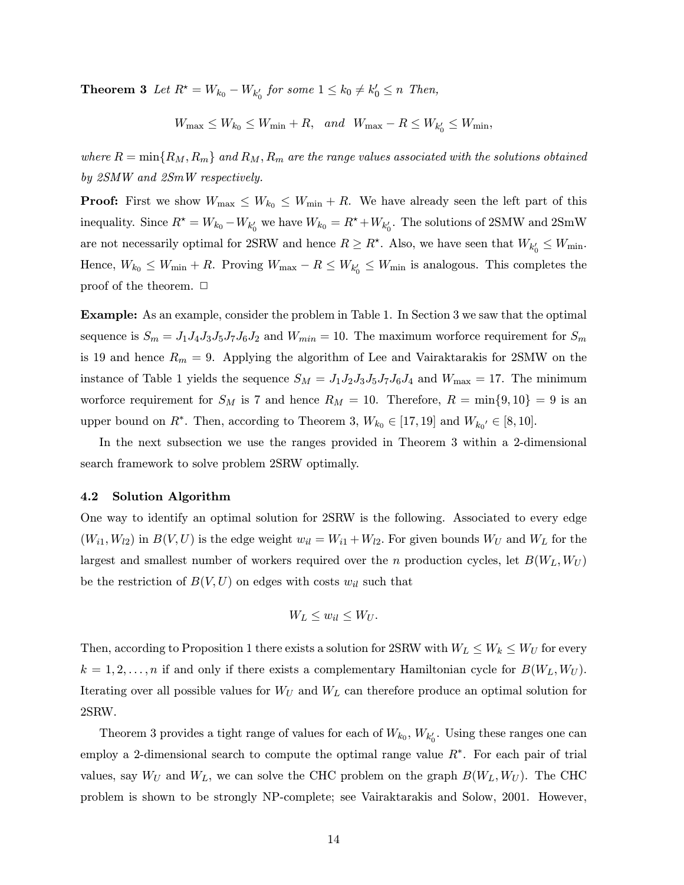**Theorem 3** *Let $R^\star = W_{k_0} - W_{k_0'}$ for some $1 \leq k_0 \neq k_0' \leq n$ Then,*

$$W_{\max} \leq W_{k_0} \leq W_{\min} + R, \quad and \quad W_{\max} - R \leq W_{k_0'} \leq W_{\min},$$

*where $R = \min\{R_M, R_m\}$ and $R_M, R_m$ are the range values associated with the solutions obtained by 2SMW and 2SmW respectively.*

**Proof:** First we show $W_{\max} \leq W_{k_0} \leq W_{\min} + R$. We have already seen the left part of this inequality. Since $R^\star = W_{k_0} - W_{k_0'}$ we have $W_{k_0} = R^\star + W_{k_0'}$. The solutions of 2SMW and 2SmW are not necessarily optimal for 2SRW and hence $R \geq R^\star$. Also, we have seen that $W_{k_0'} \leq W_{\min}$. Hence, $W_{k_0} \leq W_{\min} + R$. Proving $W_{\max} - R \leq W_{k_0'} \leq W_{\min}$ is analogous. This completes the proof of the theorem. □

**Example:** As an example, consider the problem in Table 1. In Section 3 we saw that the optimal sequence is $S_m = J_1 J_4 J_3 J_5 J_7 J_6 J_2$ and $W_{min} = 10$. The maximum worforce requirement for $S_m$ is 19 and hence $R_m = 9$. Applying the algorithm of Lee and Vairaktarakis for 2SMW on the instance of Table 1 yields the sequence $S_M = J_1 J_2 J_3 J_5 J_7 J_6 J_4$ and $W_{\max} = 17$. The minimum worforce requirement for $S_M$ is 7 and hence $R_M = 10$. Therefore, $R = \min\{9, 10\} = 9$ is an upper bound on $R^*$. Then, according to Theorem 3, $W_{k_0} \in [17, 19]$ and $W_{k_0'} \in [8, 10]$.

In the next subsection we use the ranges provided in Theorem 3 within a 2-dimensional search framework to solve problem 2SRW optimally.

### 4.2 Solution Algorithm

One way to identify an optimal solution for 2SRW is the following. Associated to every edge $(W_{i1}, W_{l2})$ in $B(V, U)$ is the edge weight $w_{il} = W_{i1} + W_{l2}$. For given bounds $W_U$ and $W_L$ for the largest and smallest number of workers required over the $n$ production cycles, let $B(W_L, W_U)$ be the restriction of $B(V, U)$ on edges with costs $w_{il}$ such that

$$W_L \leq w_{il} \leq W_U.$$

Then, according to Proposition 1 there exists a solution for 2SRW with $W_L \leq W_k \leq W_U$ for every $k = 1, 2, \ldots, n$ if and only if there exists a complementary Hamiltonian cycle for $B(W_L, W_U)$. Iterating over all possible values for $W_U$ and $W_L$ can therefore produce an optimal solution for 2SRW.

Theorem 3 provides a tight range of values for each of $W_{k_0}, W_{k_0'}$. Using these ranges one can employ a 2-dimensional search to compute the optimal range value $R^*$. For each pair of trial values, say $W_U$ and $W_L$, we can solve the CHC problem on the graph $B(W_L, W_U)$. The CHC problem is shown to be strongly NP-complete; see Vairaktarakis and Solow, 2001. However,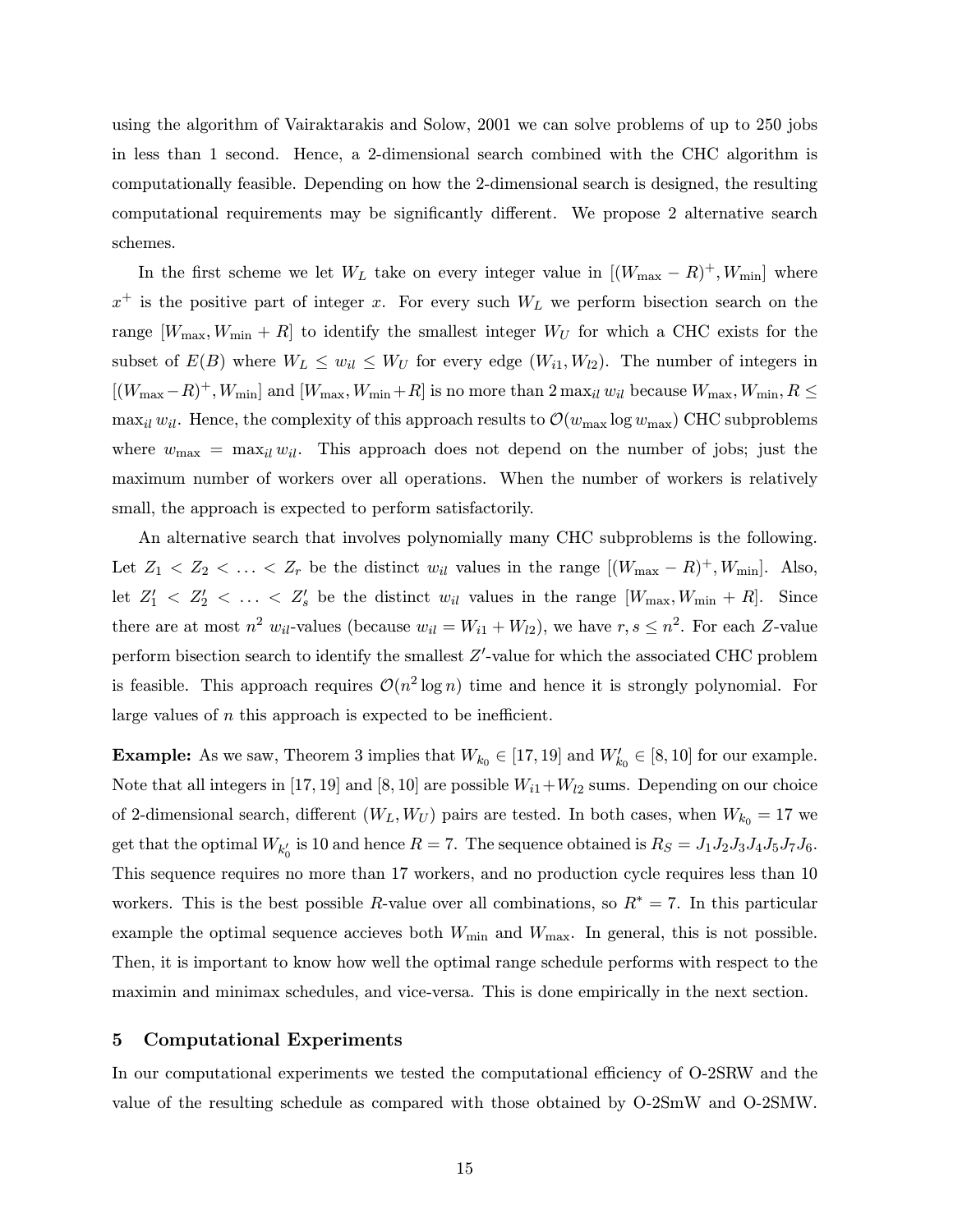using the algorithm of Vairaktarakis and Solow, 2001 we can solve problems of up to 250 jobs in less than 1 second. Hence, a 2-dimensional search combined with the CHC algorithm is computationally feasible. Depending on how the 2-dimensional search is designed, the resulting computational requirements may be significantly different. We propose 2 alternative search schemes.

In the first scheme we let $W_L$ take on every integer value in $[(W_{\max} - R)^+, W_{\min}]$ where $x^+$ is the positive part of integer $x$. For every such $W_L$ we perform bisection search on the range $[W_{\max}, W_{\min} + R]$ to identify the smallest integer $W_U$ for which a CHC exists for the subset of $E(B)$ where $W_L \leq w_{il} \leq W_U$ for every edge $(W_{i1}, W_{l2})$. The number of integers in $[(W_{\max} - R)^+, W_{\min}]$ and $[W_{\max}, W_{\min} + R]$ is no more than $2 \max_{il} w_{il}$ because $W_{\max}, W_{\min}, R \leq \max_{il} w_{il}$. Hence, the complexity of this approach results to $\mathcal{O}(w_{\max} \log w_{\max})$ CHC subproblems where $w_{\max} = \max_{il} w_{il}$. This approach does not depend on the number of jobs; just the maximum number of workers over all operations. When the number of workers is relatively small, the approach is expected to perform satisfactorily.

An alternative search that involves polynomially many CHC subproblems is the following. Let $Z_1 < Z_2 < \ldots < Z_r$ be the distinct $w_{il}$ values in the range $[(W_{\max} - R)^+, W_{\min}]$. Also, let $Z'_1 < Z'_2 < \ldots < Z'_s$ be the distinct $w_{il}$ values in the range $[W_{\max}, W_{\min} + R]$. Since there are at most $n^2$ $w_{il}$-values (because $w_{il} = W_{i1} + W_{l2}$), we have $r, s \leq n^2$. For each $Z$-value perform bisection search to identify the smallest $Z'$-value for which the associated CHC problem is feasible. This approach requires $\mathcal{O}(n^2 \log n)$ time and hence it is strongly polynomial. For large values of $n$ this approach is expected to be inefficient.

**Example:** As we saw, Theorem 3 implies that $W_{k_0} \in [17, 19]$ and $W'_{k_0} \in [8, 10]$ for our example. Note that all integers in $[17, 19]$ and $[8, 10]$ are possible $W_{i1} + W_{l2}$ sums. Depending on our choice of 2-dimensional search, different $(W_L, W_U)$ pairs are tested. In both cases, when $W_{k_0} = 17$ we get that the optimal $W_{k'_0}$ is 10 and hence $R = 7$. The sequence obtained is $R_S = J_1 J_2 J_3 J_4 J_5 J_7 J_6$. This sequence requires no more than 17 workers, and no production cycle requires less than 10 workers. This is the best possible $R$-value over all combinations, so $R^* = 7$. In this particular example the optimal sequence accieves both $W_{\min}$ and $W_{\max}$. In general, this is not possible. Then, it is important to know how well the optimal range schedule performs with respect to the maximin and minimax schedules, and vice-versa. This is done empirically in the next section.

## 5 Computational Experiments

In our computational experiments we tested the computational efficiency of O-2SRW and the value of the resulting schedule as compared with those obtained by O-2SmW and O-2SMW.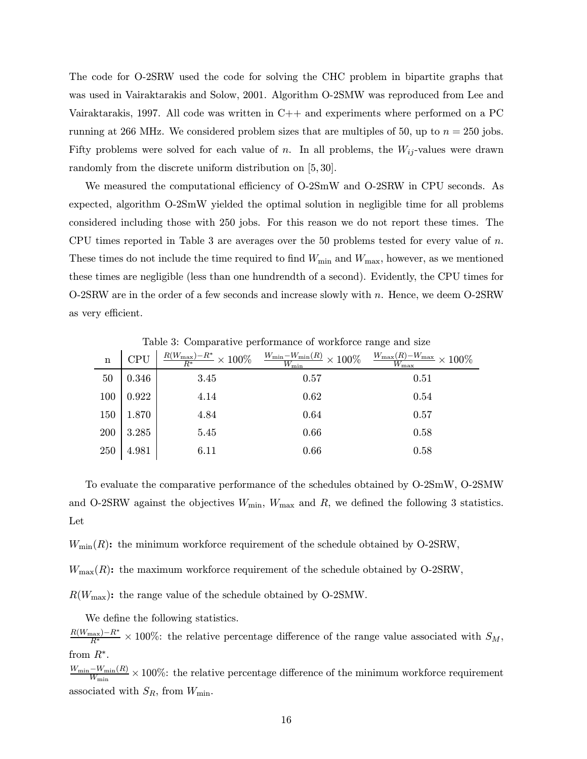The code for O-2SRW used the code for solving the CHC problem in bipartite graphs that was used in Vairaktarakis and Solow, 2001. Algorithm O-2SMW was reproduced from Lee and Vairaktarakis, 1997. All code was written in C++ and experiments where performed on a PC running at 266 MHz. We considered problem sizes that are multiples of 50, up to $n = 250$ jobs. Fifty problems were solved for each value of $n$. In all problems, the $W_{ij}$-values were drawn randomly from the discrete uniform distribution on $[5, 30]$.

We measured the computational efficiency of O-2SmW and O-2SRW in CPU seconds. As expected, algorithm O-2SmW yielded the optimal solution in negligible time for all problems considered including those with 250 jobs. For this reason we do not report these times. The CPU times reported in Table 3 are averages over the 50 problems tested for every value of $n$. These times do not include the time required to find $W_{\min}$ and $W_{\max}$, however, as we mentioned these times are negligible (less than one hundrendth of a second). Evidently, the CPU times for O-2SRW are in the order of a few seconds and increase slowly with $n$. Hence, we deem O-2SRW as very efficient.

Table 3: Comparative performance of workforce range and size

| n | CPU | $\frac{R(W_{\max})-R^*}{R^*} \times 100\%$ | $\frac{W_{\min}-W_{\min}(R)}{W_{\min}} \times 100\%$ | $\frac{W_{\max}(R)-W_{\max}}{W_{\max}} \times 100\%$ |
|---|---|---|---|---|
| 50 | 0.346 | 3.45 | 0.57 | 0.51 |
| 100 | 0.922 | 4.14 | 0.62 | 0.54 |
| 150 | 1.870 | 4.84 | 0.64 | 0.57 |
| 200 | 3.285 | 5.45 | 0.66 | 0.58 |
| 250 | 4.981 | 6.11 | 0.66 | 0.58 |

To evaluate the comparative performance of the schedules obtained by O-2SmW, O-2SMW and O-2SRW against the objectives $W_{\min}$, $W_{\max}$ and $R$, we defined the following 3 statistics. Let

**$W_{\min}(R)$:** the minimum workforce requirement of the schedule obtained by O-2SRW,

**$W_{\max}(R)$:** the maximum workforce requirement of the schedule obtained by O-2SRW,

**$R(W_{\max})$:** the range value of the schedule obtained by O-2SMW.

We define the following statistics.

$\frac{R(W_{\max})-R^*}{R^*} \times 100\%$: the relative percentage difference of the range value associated with $S_M$, from $R^*$.

$\frac{W_{\min}-W_{\min}(R)}{W_{\min}} \times 100\%$: the relative percentage difference of the minimum workforce requirement associated with $S_R$, from $W_{\min}$.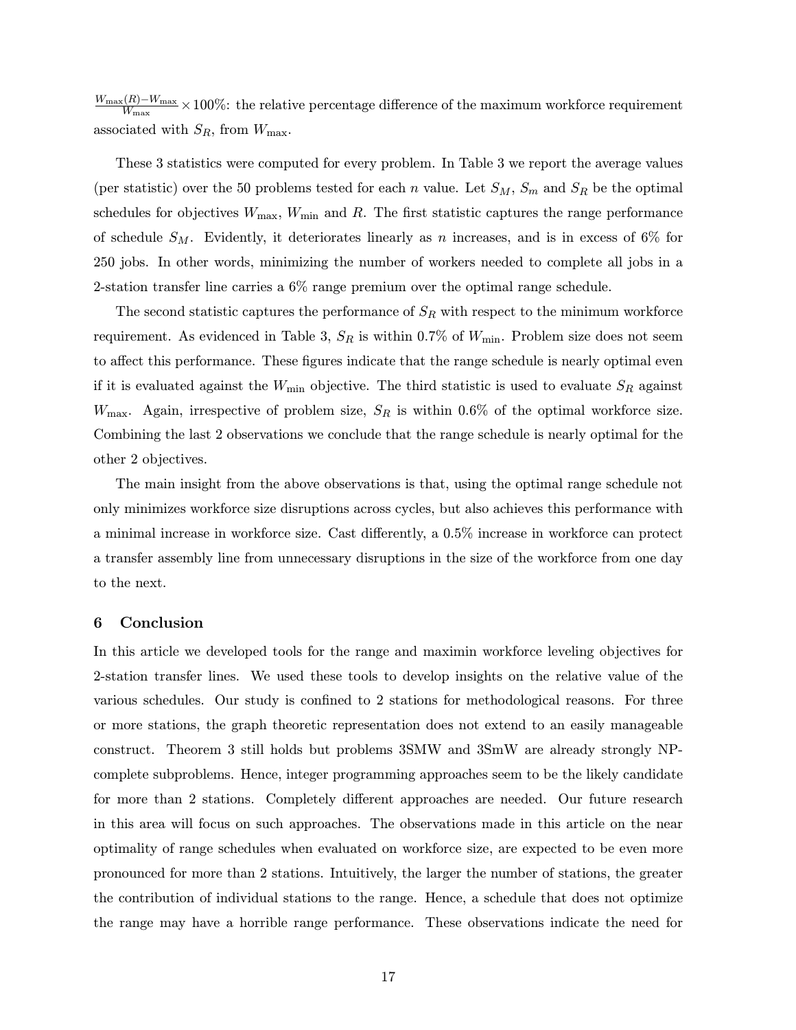$\frac{W_{\max}(R)-W_{\max}}{W_{\max}} \times 100\%$: the relative percentage difference of the maximum workforce requirement associated with $S_R$, from $W_{\max}$.

These 3 statistics were computed for every problem. In Table 3 we report the average values (per statistic) over the 50 problems tested for each $n$ value. Let $S_M$, $S_m$ and $S_R$ be the optimal schedules for objectives $W_{\max}$, $W_{\min}$ and $R$. The first statistic captures the range performance of schedule $S_M$. Evidently, it deteriorates linearly as $n$ increases, and is in excess of 6% for 250 jobs. In other words, minimizing the number of workers needed to complete all jobs in a 2-station transfer line carries a 6% range premium over the optimal range schedule.

The second statistic captures the performance of $S_R$ with respect to the minimum workforce requirement. As evidenced in Table 3, $S_R$ is within 0.7% of $W_{\min}$. Problem size does not seem to affect this performance. These figures indicate that the range schedule is nearly optimal even if it is evaluated against the $W_{\min}$ objective. The third statistic is used to evaluate $S_R$ against $W_{\max}$. Again, irrespective of problem size, $S_R$ is within 0.6% of the optimal workforce size. Combining the last 2 observations we conclude that the range schedule is nearly optimal for the other 2 objectives.

The main insight from the above observations is that, using the optimal range schedule not only minimizes workforce size disruptions across cycles, but also achieves this performance with a minimal increase in workforce size. Cast differently, a 0.5% increase in workforce can protect a transfer assembly line from unnecessary disruptions in the size of the workforce from one day to the next.

## 6 Conclusion

In this article we developed tools for the range and maximin workforce leveling objectives for 2-station transfer lines. We used these tools to develop insights on the relative value of the various schedules. Our study is confined to 2 stations for methodological reasons. For three or more stations, the graph theoretic representation does not extend to an easily manageable construct. Theorem 3 still holds but problems 3SMW and 3SmW are already strongly NP-complete subproblems. Hence, integer programming approaches seem to be the likely candidate for more than 2 stations. Completely different approaches are needed. Our future research in this area will focus on such approaches. The observations made in this article on the near optimality of range schedules when evaluated on workforce size, are expected to be even more pronounced for more than 2 stations. Intuitively, the larger the number of stations, the greater the contribution of individual stations to the range. Hence, a schedule that does not optimize the range may have a horrible range performance. These observations indicate the need for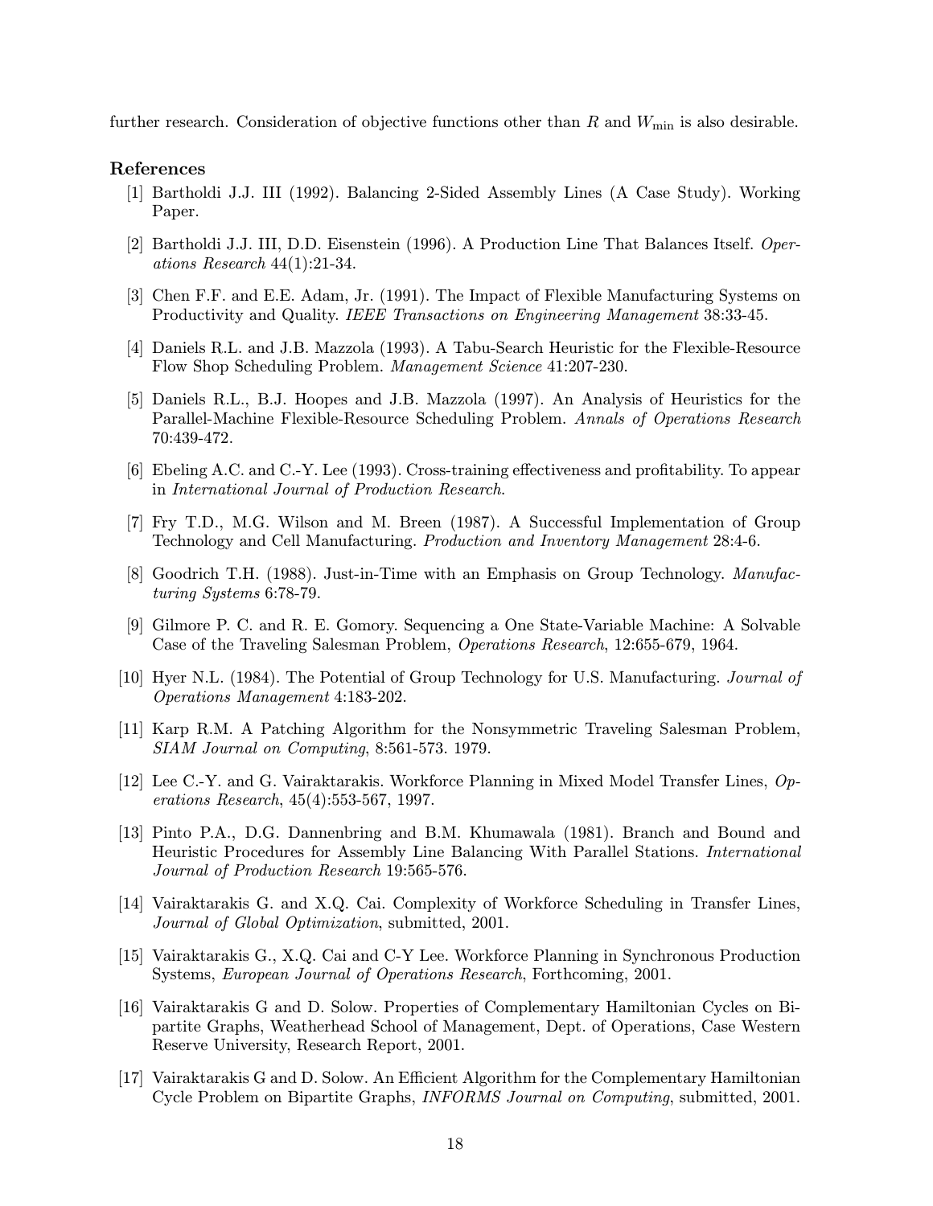further research. Consideration of objective functions other than $R$ and $W_{\min}$ is also desirable.

## References

[1] Bartholdi J.J. III (1992). Balancing 2-Sided Assembly Lines (A Case Study). Working Paper.

[2] Bartholdi J.J. III, D.D. Eisenstein (1996). A Production Line That Balances Itself. *Operations Research* 44(1):21-34.

[3] Chen F.F. and E.E. Adam, Jr. (1991). The Impact of Flexible Manufacturing Systems on Productivity and Quality. *IEEE Transactions on Engineering Management* 38:33-45.

[4] Daniels R.L. and J.B. Mazzola (1993). A Tabu-Search Heuristic for the Flexible-Resource Flow Shop Scheduling Problem. *Management Science* 41:207-230.

[5] Daniels R.L., B.J. Hoopes and J.B. Mazzola (1997). An Analysis of Heuristics for the Parallel-Machine Flexible-Resource Scheduling Problem. *Annals of Operations Research* 70:439-472.

[6] Ebeling A.C. and C.-Y. Lee (1993). Cross-training effectiveness and profitability. To appear in *International Journal of Production Research*.

[7] Fry T.D., M.G. Wilson and M. Breen (1987). A Successful Implementation of Group Technology and Cell Manufacturing. *Production and Inventory Management* 28:4-6.

[8] Goodrich T.H. (1988). Just-in-Time with an Emphasis on Group Technology. *Manufacturing Systems* 6:78-79.

[9] Gilmore P. C. and R. E. Gomory. Sequencing a One State-Variable Machine: A Solvable Case of the Traveling Salesman Problem, *Operations Research*, 12:655-679, 1964.

[10] Hyer N.L. (1984). The Potential of Group Technology for U.S. Manufacturing. *Journal of Operations Management* 4:183-202.

[11] Karp R.M. A Patching Algorithm for the Nonsymmetric Traveling Salesman Problem, *SIAM Journal on Computing*, 8:561-573. 1979.

[12] Lee C.-Y. and G. Vairaktarakis. Workforce Planning in Mixed Model Transfer Lines, *Operations Research*, 45(4):553-567, 1997.

[13] Pinto P.A., D.G. Dannenbring and B.M. Khumawala (1981). Branch and Bound and Heuristic Procedures for Assembly Line Balancing With Parallel Stations. *International Journal of Production Research* 19:565-576.

[14] Vairaktarakis G. and X.Q. Cai. Complexity of Workforce Scheduling in Transfer Lines, *Journal of Global Optimization*, submitted, 2001.

[15] Vairaktarakis G., X.Q. Cai and C-Y Lee. Workforce Planning in Synchronous Production Systems, *European Journal of Operations Research*, Forthcoming, 2001.

[16] Vairaktarakis G and D. Solow. Properties of Complementary Hamiltonian Cycles on Bipartite Graphs, Weatherhead School of Management, Dept. of Operations, Case Western Reserve University, Research Report, 2001.

[17] Vairaktarakis G and D. Solow. An Efficient Algorithm for the Complementary Hamiltonian Cycle Problem on Bipartite Graphs, *INFORMS Journal on Computing*, submitted, 2001.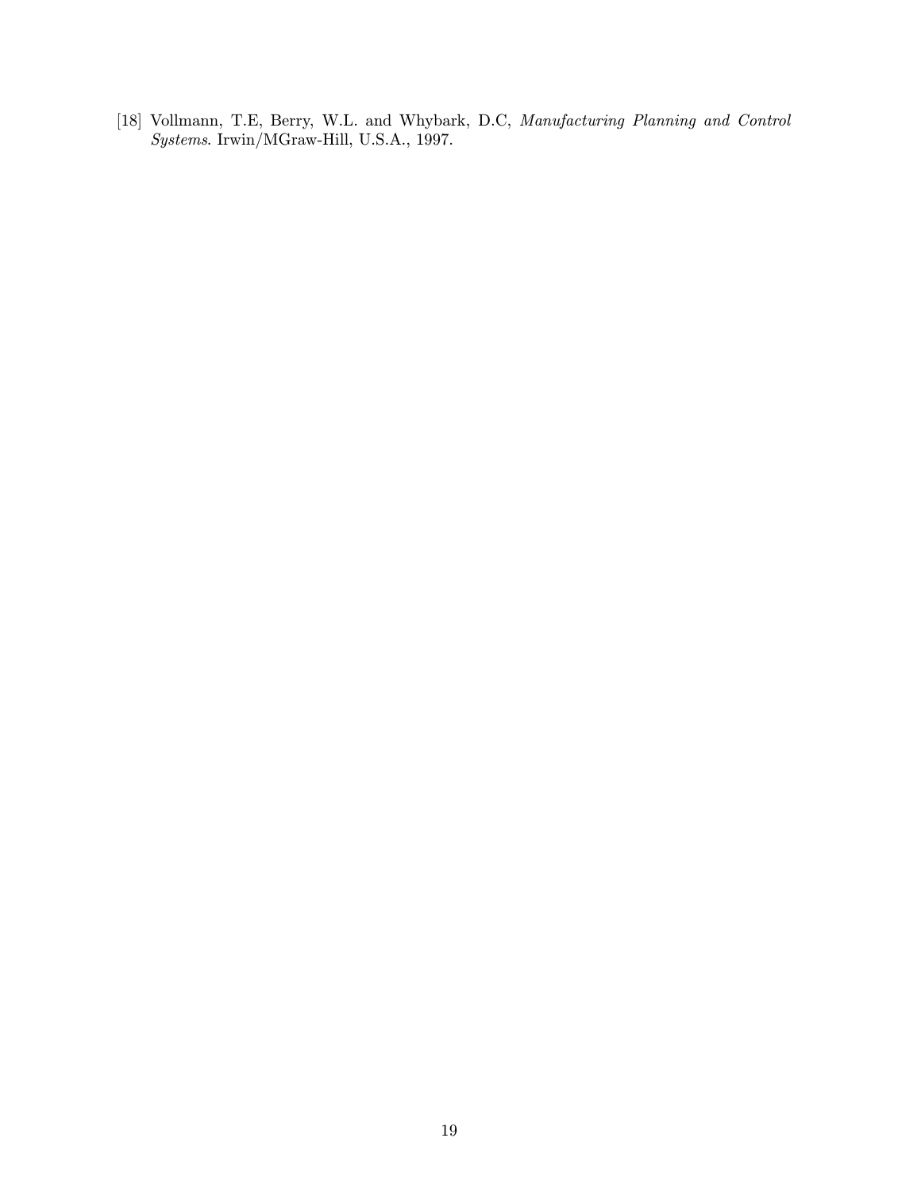[18] Vollmann, T.E, Berry, W.L. and Whybark, D.C, *Manufacturing Planning and Control Systems*. Irwin/MGraw-Hill, U.S.A., 1997.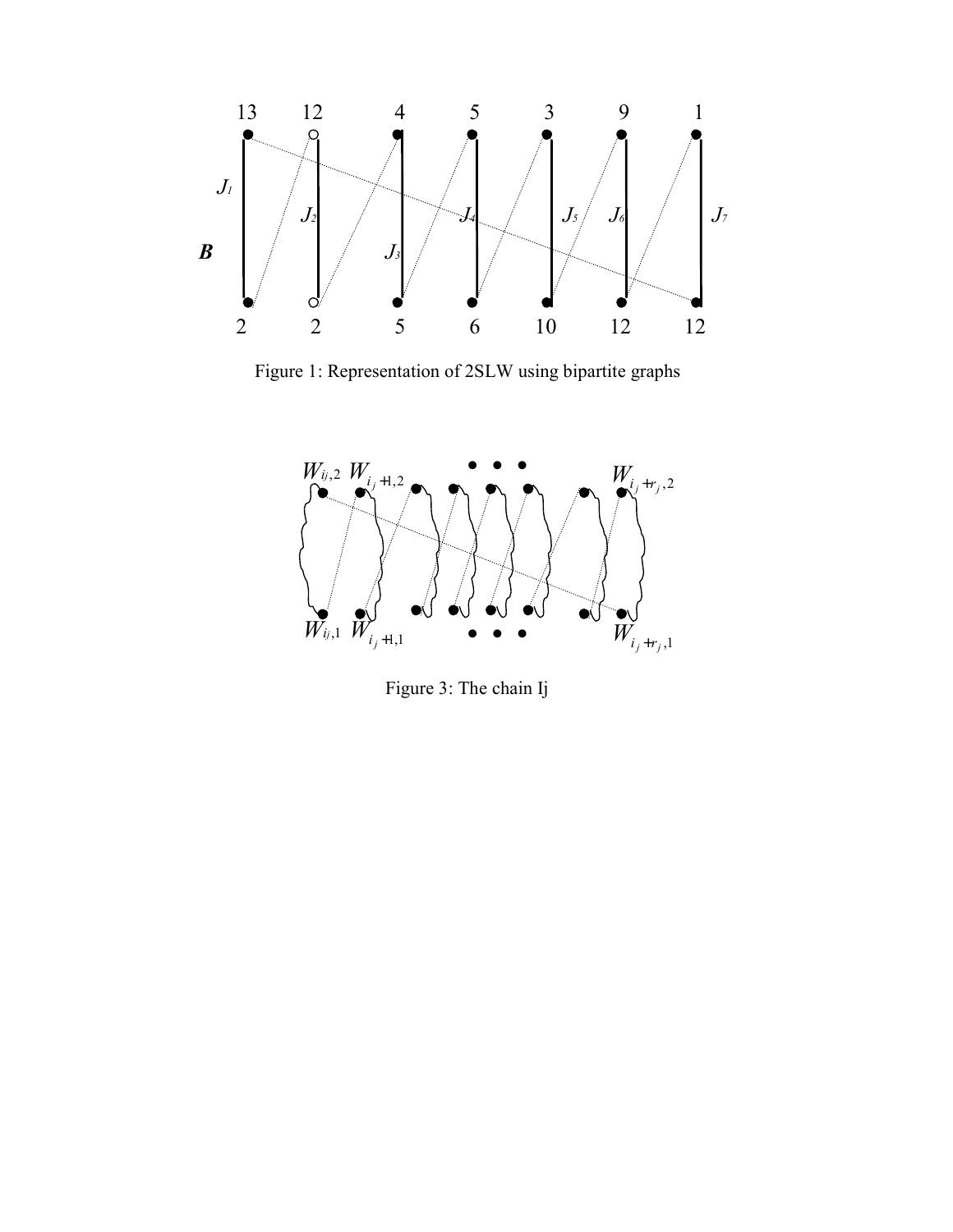Figure 1: Representation of 2SLW using bipartite graphs

Figure 3: The chain Ij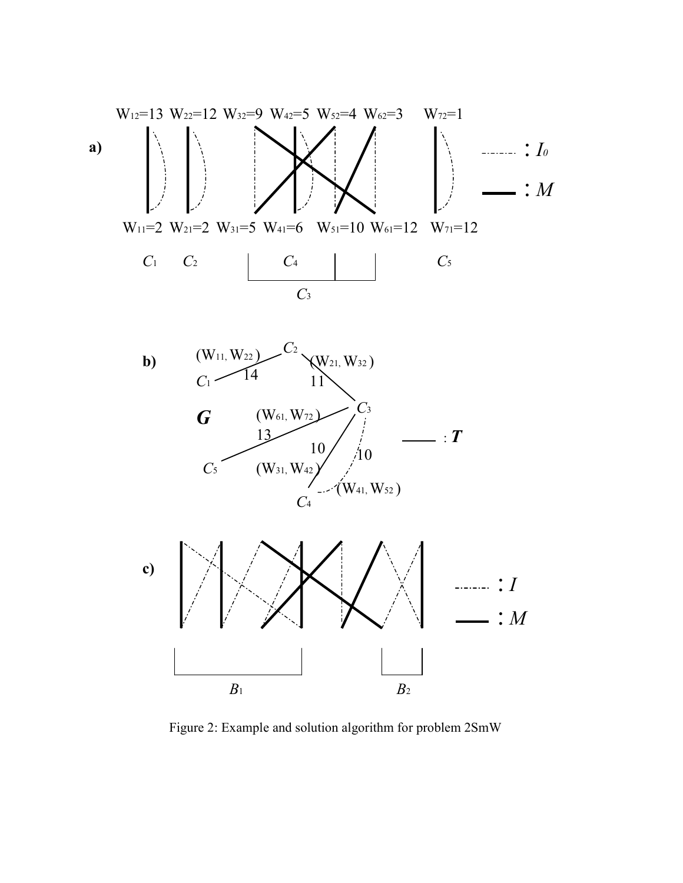a)

$W_{12}=13$ $W_{22}=12$ $W_{32}=9$ $W_{42}=5$ $W_{52}=4$ $W_{62}=3$ $W_{72}=1$

: $I_0$

: $M$

$W_{11}=2$ $W_{21}=2$ $W_{31}=5$ $W_{41}=6$ $W_{51}=10$ $W_{61}=12$ $W_{71}=12$

$C_1$ $C_2$ $C_4$ $C_5$

$C_3$

b)

$(W_{11}, W_{22})$ $C_2$ $(W_{21}, W_{32})$

$C_1$ 14 11

$C_3$

$\boldsymbol{G}$ $(W_{61}, W_{72})$

13 : $\boldsymbol{T}$

10 10

$C_5$ $(W_{31}, W_{42})$

$(W_{41}, W_{52})$

$C_4$

c)

: $I$

: $M$

$B_1$ $B_2$

Figure 2: Example and solution algorithm for problem 2SmW